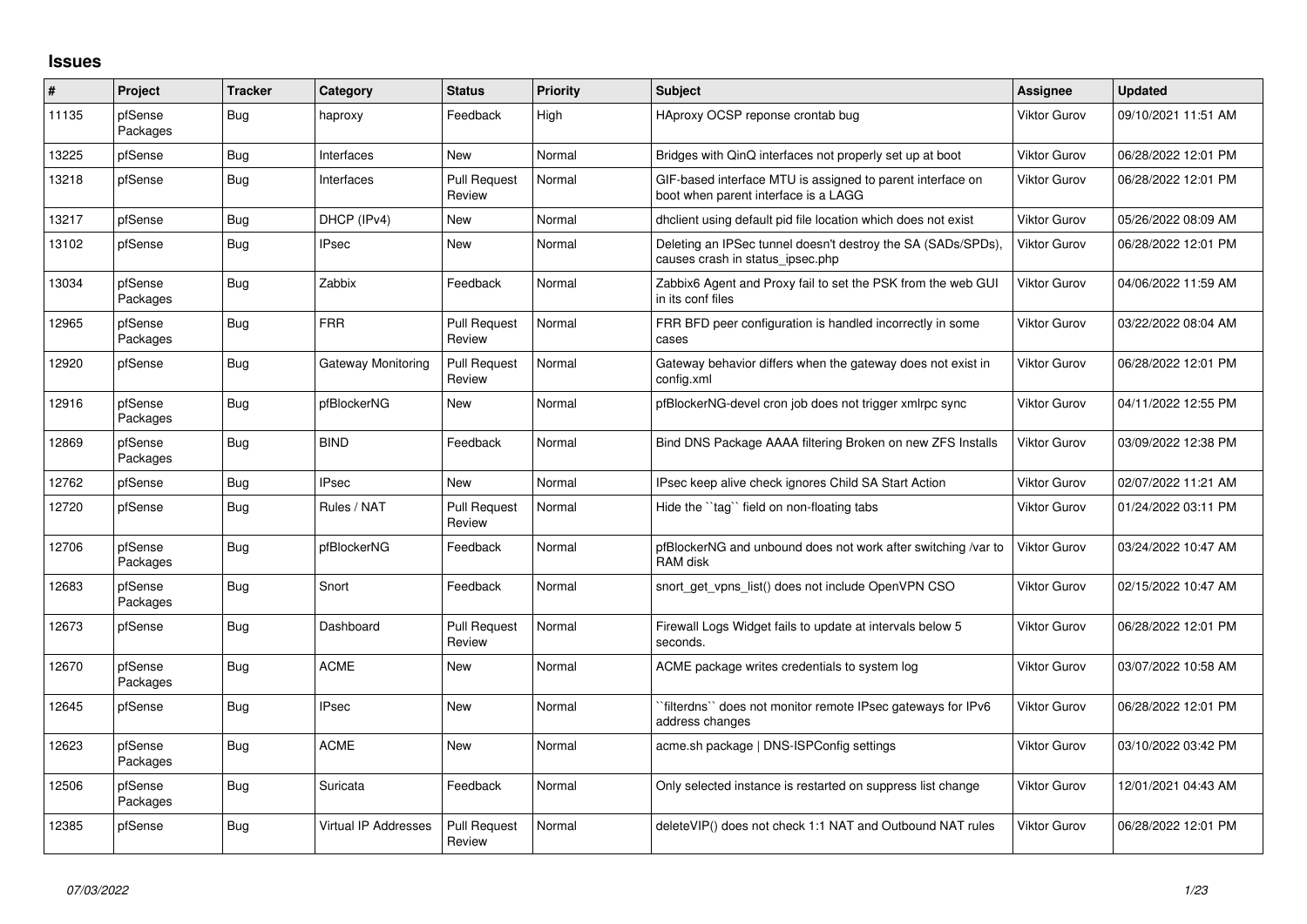## Issues

| # | Project | Tracker | Category | Status | Priority | Subject | Assignee | Updated |
|---|---|---|---|---|---|---|---|---|
| 11135 | pfSense Packages | Bug | haproxy | Feedback | High | HAproxy OCSP reponse crontab bug | Viktor Gurov | 09/10/2021 11:51 AM |
| 13225 | pfSense | Bug | Interfaces | New | Normal | Bridges with QinQ interfaces not properly set up at boot | Viktor Gurov | 06/28/2022 12:01 PM |
| 13218 | pfSense | Bug | Interfaces | Pull Request Review | Normal | GIF-based interface MTU is assigned to parent interface on boot when parent interface is a LAGG | Viktor Gurov | 06/28/2022 12:01 PM |
| 13217 | pfSense | Bug | DHCP (IPv4) | New | Normal | dhclient using default pid file location which does not exist | Viktor Gurov | 05/26/2022 08:09 AM |
| 13102 | pfSense | Bug | IPsec | New | Normal | Deleting an IPSec tunnel doesn't destroy the SA (SADs/SPDs), causes crash in status_ipsec.php | Viktor Gurov | 06/28/2022 12:01 PM |
| 13034 | pfSense Packages | Bug | Zabbix | Feedback | Normal | Zabbix6 Agent and Proxy fail to set the PSK from the web GUI in its conf files | Viktor Gurov | 04/06/2022 11:59 AM |
| 12965 | pfSense Packages | Bug | FRR | Pull Request Review | Normal | FRR BFD peer configuration is handled incorrectly in some cases | Viktor Gurov | 03/22/2022 08:04 AM |
| 12920 | pfSense | Bug | Gateway Monitoring | Pull Request Review | Normal | Gateway behavior differs when the gateway does not exist in config.xml | Viktor Gurov | 06/28/2022 12:01 PM |
| 12916 | pfSense Packages | Bug | pfBlockerNG | New | Normal | pfBlockerNG-devel cron job does not trigger xmlrpc sync | Viktor Gurov | 04/11/2022 12:55 PM |
| 12869 | pfSense Packages | Bug | BIND | Feedback | Normal | Bind DNS Package AAAA filtering Broken on new ZFS Installs | Viktor Gurov | 03/09/2022 12:38 PM |
| 12762 | pfSense | Bug | IPsec | New | Normal | IPsec keep alive check ignores Child SA Start Action | Viktor Gurov | 02/07/2022 11:21 AM |
| 12720 | pfSense | Bug | Rules / NAT | Pull Request Review | Normal | Hide the ``tag`` field on non-floating tabs | Viktor Gurov | 01/24/2022 03:11 PM |
| 12706 | pfSense Packages | Bug | pfBlockerNG | Feedback | Normal | pfBlockerNG and unbound does not work after switching /var to RAM disk | Viktor Gurov | 03/24/2022 10:47 AM |
| 12683 | pfSense Packages | Bug | Snort | Feedback | Normal | snort_get_vpns_list() does not include OpenVPN CSO | Viktor Gurov | 02/15/2022 10:47 AM |
| 12673 | pfSense | Bug | Dashboard | Pull Request Review | Normal | Firewall Logs Widget fails to update at intervals below 5 seconds. | Viktor Gurov | 06/28/2022 12:01 PM |
| 12670 | pfSense Packages | Bug | ACME | New | Normal | ACME package writes credentials to system log | Viktor Gurov | 03/07/2022 10:58 AM |
| 12645 | pfSense | Bug | IPsec | New | Normal | ``filterdns`` does not monitor remote IPsec gateways for IPv6 address changes | Viktor Gurov | 06/28/2022 12:01 PM |
| 12623 | pfSense Packages | Bug | ACME | New | Normal | acme.sh package \| DNS-ISPConfig settings | Viktor Gurov | 03/10/2022 03:42 PM |
| 12506 | pfSense Packages | Bug | Suricata | Feedback | Normal | Only selected instance is restarted on suppress list change | Viktor Gurov | 12/01/2021 04:43 AM |
| 12385 | pfSense | Bug | Virtual IP Addresses | Pull Request Review | Normal | deleteVIP() does not check 1:1 NAT and Outbound NAT rules | Viktor Gurov | 06/28/2022 12:01 PM |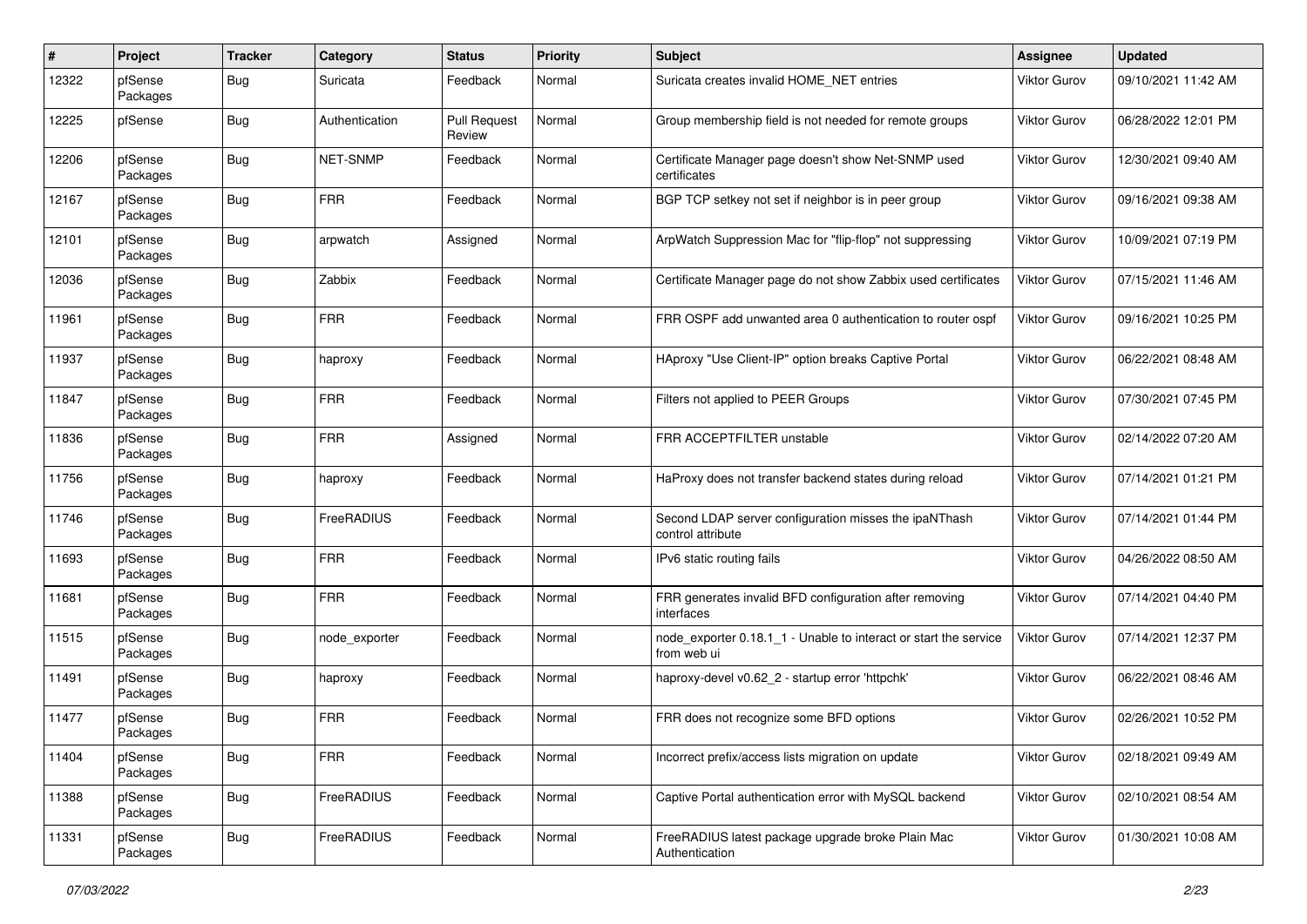| # | Project | Tracker | Category | Status | Priority | Subject | Assignee | Updated |
|---|---|---|---|---|---|---|---|---|
| 12322 | pfSense Packages | Bug | Suricata | Feedback | Normal | Suricata creates invalid HOME_NET entries | Viktor Gurov | 09/10/2021 11:42 AM |
| 12225 | pfSense | Bug | Authentication | Pull Request Review | Normal | Group membership field is not needed for remote groups | Viktor Gurov | 06/28/2022 12:01 PM |
| 12206 | pfSense Packages | Bug | NET-SNMP | Feedback | Normal | Certificate Manager page doesn't show Net-SNMP used certificates | Viktor Gurov | 12/30/2021 09:40 AM |
| 12167 | pfSense Packages | Bug | FRR | Feedback | Normal | BGP TCP setkey not set if neighbor is in peer group | Viktor Gurov | 09/16/2021 09:38 AM |
| 12101 | pfSense Packages | Bug | arpwatch | Assigned | Normal | ArpWatch Suppression Mac for "flip-flop" not suppressing | Viktor Gurov | 10/09/2021 07:19 PM |
| 12036 | pfSense Packages | Bug | Zabbix | Feedback | Normal | Certificate Manager page do not show Zabbix used certificates | Viktor Gurov | 07/15/2021 11:46 AM |
| 11961 | pfSense Packages | Bug | FRR | Feedback | Normal | FRR OSPF add unwanted area 0 authentication to router ospf | Viktor Gurov | 09/16/2021 10:25 PM |
| 11937 | pfSense Packages | Bug | haproxy | Feedback | Normal | HAproxy "Use Client-IP" option breaks Captive Portal | Viktor Gurov | 06/22/2021 08:48 AM |
| 11847 | pfSense Packages | Bug | FRR | Feedback | Normal | Filters not applied to PEER Groups | Viktor Gurov | 07/30/2021 07:45 PM |
| 11836 | pfSense Packages | Bug | FRR | Assigned | Normal | FRR ACCEPTFILTER unstable | Viktor Gurov | 02/14/2022 07:20 AM |
| 11756 | pfSense Packages | Bug | haproxy | Feedback | Normal | HaProxy does not transfer backend states during reload | Viktor Gurov | 07/14/2021 01:21 PM |
| 11746 | pfSense Packages | Bug | FreeRADIUS | Feedback | Normal | Second LDAP server configuration misses the ipaNThash control attribute | Viktor Gurov | 07/14/2021 01:44 PM |
| 11693 | pfSense Packages | Bug | FRR | Feedback | Normal | IPv6 static routing fails | Viktor Gurov | 04/26/2022 08:50 AM |
| 11681 | pfSense Packages | Bug | FRR | Feedback | Normal | FRR generates invalid BFD configuration after removing interfaces | Viktor Gurov | 07/14/2021 04:40 PM |
| 11515 | pfSense Packages | Bug | node_exporter | Feedback | Normal | node_exporter 0.18.1_1 - Unable to interact or start the service from web ui | Viktor Gurov | 07/14/2021 12:37 PM |
| 11491 | pfSense Packages | Bug | haproxy | Feedback | Normal | haproxy-devel v0.62_2 - startup error 'httpchk' | Viktor Gurov | 06/22/2021 08:46 AM |
| 11477 | pfSense Packages | Bug | FRR | Feedback | Normal | FRR does not recognize some BFD options | Viktor Gurov | 02/26/2021 10:52 PM |
| 11404 | pfSense Packages | Bug | FRR | Feedback | Normal | Incorrect prefix/access lists migration on update | Viktor Gurov | 02/18/2021 09:49 AM |
| 11388 | pfSense Packages | Bug | FreeRADIUS | Feedback | Normal | Captive Portal authentication error with MySQL backend | Viktor Gurov | 02/10/2021 08:54 AM |
| 11331 | pfSense Packages | Bug | FreeRADIUS | Feedback | Normal | FreeRADIUS latest package upgrade broke Plain Mac Authentication | Viktor Gurov | 01/30/2021 10:08 AM |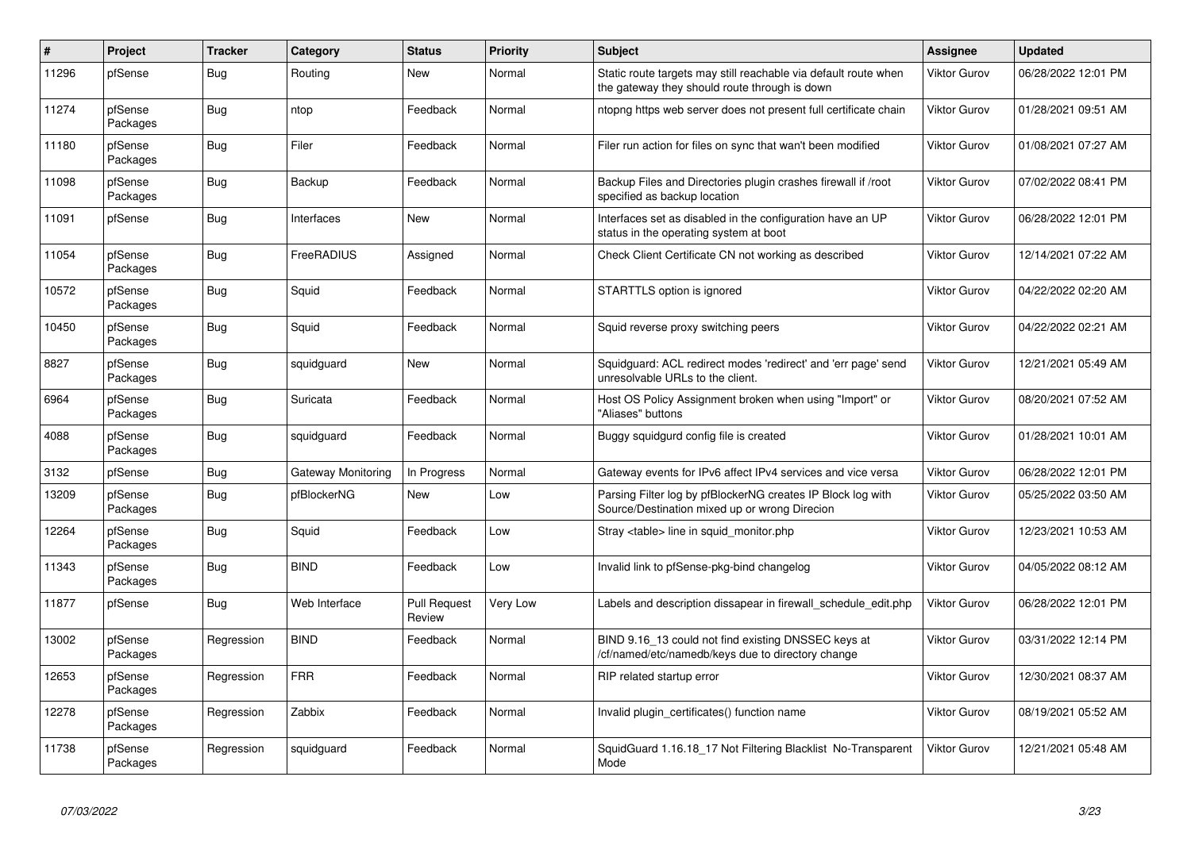| # | Project | Tracker | Category | Status | Priority | Subject | Assignee | Updated |
|---|---|---|---|---|---|---|---|---|
| 11296 | pfSense | Bug | Routing | New | Normal | Static route targets may still reachable via default route when the gateway they should route through is down | Viktor Gurov | 06/28/2022 12:01 PM |
| 11274 | pfSense Packages | Bug | ntop | Feedback | Normal | ntopng https web server does not present full certificate chain | Viktor Gurov | 01/28/2021 09:51 AM |
| 11180 | pfSense Packages | Bug | Filer | Feedback | Normal | Filer run action for files on sync that wan't been modified | Viktor Gurov | 01/08/2021 07:27 AM |
| 11098 | pfSense Packages | Bug | Backup | Feedback | Normal | Backup Files and Directories plugin crashes firewall if /root specified as backup location | Viktor Gurov | 07/02/2022 08:41 PM |
| 11091 | pfSense | Bug | Interfaces | New | Normal | Interfaces set as disabled in the configuration have an UP status in the operating system at boot | Viktor Gurov | 06/28/2022 12:01 PM |
| 11054 | pfSense Packages | Bug | FreeRADIUS | Assigned | Normal | Check Client Certificate CN not working as described | Viktor Gurov | 12/14/2021 07:22 AM |
| 10572 | pfSense Packages | Bug | Squid | Feedback | Normal | STARTTLS option is ignored | Viktor Gurov | 04/22/2022 02:20 AM |
| 10450 | pfSense Packages | Bug | Squid | Feedback | Normal | Squid reverse proxy switching peers | Viktor Gurov | 04/22/2022 02:21 AM |
| 8827 | pfSense Packages | Bug | squidguard | New | Normal | Squidguard: ACL redirect modes 'redirect' and 'err page' send unresolvable URLs to the client. | Viktor Gurov | 12/21/2021 05:49 AM |
| 6964 | pfSense Packages | Bug | Suricata | Feedback | Normal | Host OS Policy Assignment broken when using "Import" or "Aliases" buttons | Viktor Gurov | 08/20/2021 07:52 AM |
| 4088 | pfSense Packages | Bug | squidguard | Feedback | Normal | Buggy squidgurd config file is created | Viktor Gurov | 01/28/2021 10:01 AM |
| 3132 | pfSense | Bug | Gateway Monitoring | In Progress | Normal | Gateway events for IPv6 affect IPv4 services and vice versa | Viktor Gurov | 06/28/2022 12:01 PM |
| 13209 | pfSense Packages | Bug | pfBlockerNG | New | Low | Parsing Filter log by pfBlockerNG creates IP Block log with Source/Destination mixed up or wrong Direcion | Viktor Gurov | 05/25/2022 03:50 AM |
| 12264 | pfSense Packages | Bug | Squid | Feedback | Low | Stray <table> line in squid_monitor.php | Viktor Gurov | 12/23/2021 10:53 AM |
| 11343 | pfSense Packages | Bug | BIND | Feedback | Low | Invalid link to pfSense-pkg-bind changelog | Viktor Gurov | 04/05/2022 08:12 AM |
| 11877 | pfSense | Bug | Web Interface | Pull Request Review | Very Low | Labels and description dissapear in firewall_schedule_edit.php | Viktor Gurov | 06/28/2022 12:01 PM |
| 13002 | pfSense Packages | Regression | BIND | Feedback | Normal | BIND 9.16_13 could not find existing DNSSEC keys at /cf/named/etc/namedb/keys due to directory change | Viktor Gurov | 03/31/2022 12:14 PM |
| 12653 | pfSense Packages | Regression | FRR | Feedback | Normal | RIP related startup error | Viktor Gurov | 12/30/2021 08:37 AM |
| 12278 | pfSense Packages | Regression | Zabbix | Feedback | Normal | Invalid plugin_certificates() function name | Viktor Gurov | 08/19/2021 05:52 AM |
| 11738 | pfSense Packages | Regression | squidguard | Feedback | Normal | SquidGuard 1.16.18_17 Not Filtering Blacklist No-Transparent Mode | Viktor Gurov | 12/21/2021 05:48 AM |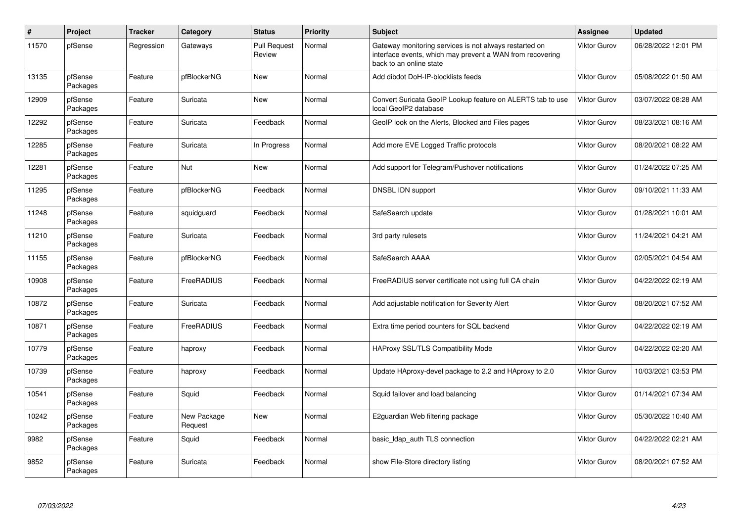| # | Project | Tracker | Category | Status | Priority | Subject | Assignee | Updated |
|---|---|---|---|---|---|---|---|---|
| 11570 | pfSense | Regression | Gateways | Pull Request Review | Normal | Gateway monitoring services is not always restarted on interface events, which may prevent a WAN from recovering back to an online state | Viktor Gurov | 06/28/2022 12:01 PM |
| 13135 | pfSense Packages | Feature | pfBlockerNG | New | Normal | Add dibdot DoH-IP-blocklists feeds | Viktor Gurov | 05/08/2022 01:50 AM |
| 12909 | pfSense Packages | Feature | Suricata | New | Normal | Convert Suricata GeoIP Lookup feature on ALERTS tab to use local GeoIP2 database | Viktor Gurov | 03/07/2022 08:28 AM |
| 12292 | pfSense Packages | Feature | Suricata | Feedback | Normal | GeoIP look on the Alerts, Blocked and Files pages | Viktor Gurov | 08/23/2021 08:16 AM |
| 12285 | pfSense Packages | Feature | Suricata | In Progress | Normal | Add more EVE Logged Traffic protocols | Viktor Gurov | 08/20/2021 08:22 AM |
| 12281 | pfSense Packages | Feature | Nut | New | Normal | Add support for Telegram/Pushover notifications | Viktor Gurov | 01/24/2022 07:25 AM |
| 11295 | pfSense Packages | Feature | pfBlockerNG | Feedback | Normal | DNSBL IDN support | Viktor Gurov | 09/10/2021 11:33 AM |
| 11248 | pfSense Packages | Feature | squidguard | Feedback | Normal | SafeSearch update | Viktor Gurov | 01/28/2021 10:01 AM |
| 11210 | pfSense Packages | Feature | Suricata | Feedback | Normal | 3rd party rulesets | Viktor Gurov | 11/24/2021 04:21 AM |
| 11155 | pfSense Packages | Feature | pfBlockerNG | Feedback | Normal | SafeSearch AAAA | Viktor Gurov | 02/05/2021 04:54 AM |
| 10908 | pfSense Packages | Feature | FreeRADIUS | Feedback | Normal | FreeRADIUS server certificate not using full CA chain | Viktor Gurov | 04/22/2022 02:19 AM |
| 10872 | pfSense Packages | Feature | Suricata | Feedback | Normal | Add adjustable notification for Severity Alert | Viktor Gurov | 08/20/2021 07:52 AM |
| 10871 | pfSense Packages | Feature | FreeRADIUS | Feedback | Normal | Extra time period counters for SQL backend | Viktor Gurov | 04/22/2022 02:19 AM |
| 10779 | pfSense Packages | Feature | haproxy | Feedback | Normal | HAProxy SSL/TLS Compatibility Mode | Viktor Gurov | 04/22/2022 02:20 AM |
| 10739 | pfSense Packages | Feature | haproxy | Feedback | Normal | Update HAproxy-devel package to 2.2 and HAproxy to 2.0 | Viktor Gurov | 10/03/2021 03:53 PM |
| 10541 | pfSense Packages | Feature | Squid | Feedback | Normal | Squid failover and load balancing | Viktor Gurov | 01/14/2021 07:34 AM |
| 10242 | pfSense Packages | Feature | New Package Request | New | Normal | E2guardian Web filtering package | Viktor Gurov | 05/30/2022 10:40 AM |
| 9982 | pfSense Packages | Feature | Squid | Feedback | Normal | basic_ldap_auth TLS connection | Viktor Gurov | 04/22/2022 02:21 AM |
| 9852 | pfSense Packages | Feature | Suricata | Feedback | Normal | show File-Store directory listing | Viktor Gurov | 08/20/2021 07:52 AM |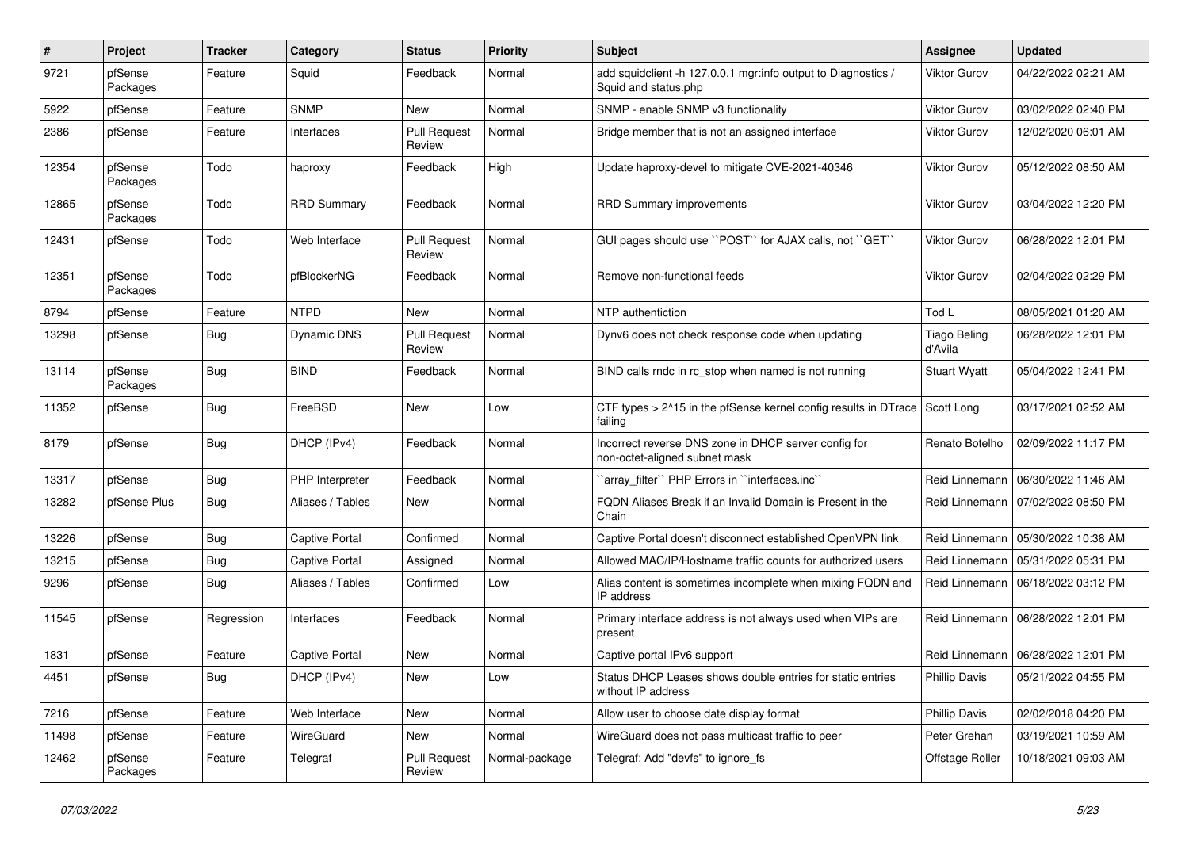| # | Project | Tracker | Category | Status | Priority | Subject | Assignee | Updated |
|---|---|---|---|---|---|---|---|---|
| 9721 | pfSense Packages | Feature | Squid | Feedback | Normal | add squidclient -h 127.0.0.1 mgr:info output to Diagnostics / Squid and status.php | Viktor Gurov | 04/22/2022 02:21 AM |
| 5922 | pfSense | Feature | SNMP | New | Normal | SNMP - enable SNMP v3 functionality | Viktor Gurov | 03/02/2022 02:40 PM |
| 2386 | pfSense | Feature | Interfaces | Pull Request Review | Normal | Bridge member that is not an assigned interface | Viktor Gurov | 12/02/2020 06:01 AM |
| 12354 | pfSense Packages | Todo | haproxy | Feedback | High | Update haproxy-devel to mitigate CVE-2021-40346 | Viktor Gurov | 05/12/2022 08:50 AM |
| 12865 | pfSense Packages | Todo | RRD Summary | Feedback | Normal | RRD Summary improvements | Viktor Gurov | 03/04/2022 12:20 PM |
| 12431 | pfSense | Todo | Web Interface | Pull Request Review | Normal | GUI pages should use ``POST`` for AJAX calls, not ``GET`` | Viktor Gurov | 06/28/2022 12:01 PM |
| 12351 | pfSense Packages | Todo | pfBlockerNG | Feedback | Normal | Remove non-functional feeds | Viktor Gurov | 02/04/2022 02:29 PM |
| 8794 | pfSense | Feature | NTPD | New | Normal | NTP authentiction | Tod L | 08/05/2021 01:20 AM |
| 13298 | pfSense | Bug | Dynamic DNS | Pull Request Review | Normal | Dynv6 does not check response code when updating | Tiago Beling d'Avila | 06/28/2022 12:01 PM |
| 13114 | pfSense Packages | Bug | BIND | Feedback | Normal | BIND calls rndc in rc_stop when named is not running | Stuart Wyatt | 05/04/2022 12:41 PM |
| 11352 | pfSense | Bug | FreeBSD | New | Low | CTF types > 2^15 in the pfSense kernel config results in DTrace failing | Scott Long | 03/17/2021 02:52 AM |
| 8179 | pfSense | Bug | DHCP (IPv4) | Feedback | Normal | Incorrect reverse DNS zone in DHCP server config for non-octet-aligned subnet mask | Renato Botelho | 02/09/2022 11:17 PM |
| 13317 | pfSense | Bug | PHP Interpreter | Feedback | Normal | ``array_filter`` PHP Errors in ``interfaces.inc`` | Reid Linnemann | 06/30/2022 11:46 AM |
| 13282 | pfSense Plus | Bug | Aliases / Tables | New | Normal | FQDN Aliases Break if an Invalid Domain is Present in the Chain | Reid Linnemann | 07/02/2022 08:50 PM |
| 13226 | pfSense | Bug | Captive Portal | Confirmed | Normal | Captive Portal doesn't disconnect established OpenVPN link | Reid Linnemann | 05/30/2022 10:38 AM |
| 13215 | pfSense | Bug | Captive Portal | Assigned | Normal | Allowed MAC/IP/Hostname traffic counts for authorized users | Reid Linnemann | 05/31/2022 05:31 PM |
| 9296 | pfSense | Bug | Aliases / Tables | Confirmed | Low | Alias content is sometimes incomplete when mixing FQDN and IP address | Reid Linnemann | 06/18/2022 03:12 PM |
| 11545 | pfSense | Regression | Interfaces | Feedback | Normal | Primary interface address is not always used when VIPs are present | Reid Linnemann | 06/28/2022 12:01 PM |
| 1831 | pfSense | Feature | Captive Portal | New | Normal | Captive portal IPv6 support | Reid Linnemann | 06/28/2022 12:01 PM |
| 4451 | pfSense | Bug | DHCP (IPv4) | New | Low | Status DHCP Leases shows double entries for static entries without IP address | Phillip Davis | 05/21/2022 04:55 PM |
| 7216 | pfSense | Feature | Web Interface | New | Normal | Allow user to choose date display format | Phillip Davis | 02/02/2018 04:20 PM |
| 11498 | pfSense | Feature | WireGuard | New | Normal | WireGuard does not pass multicast traffic to peer | Peter Grehan | 03/19/2021 10:59 AM |
| 12462 | pfSense Packages | Feature | Telegraf | Pull Request Review | Normal-package | Telegraf: Add "devfs" to ignore_fs | Offstage Roller | 10/18/2021 09:03 AM |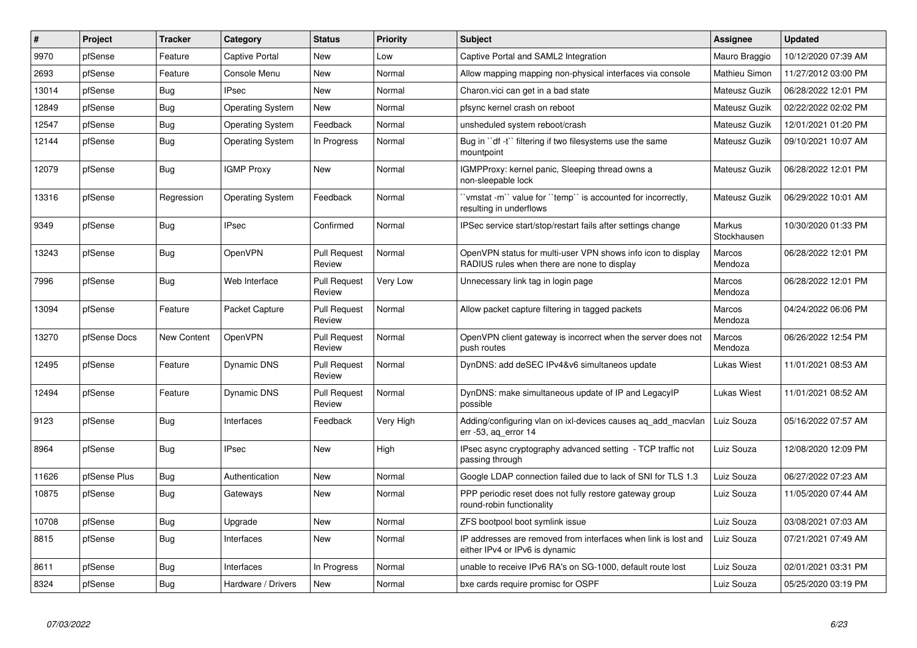| # | Project | Tracker | Category | Status | Priority | Subject | Assignee | Updated |
|---|---|---|---|---|---|---|---|---|
| 9970 | pfSense | Feature | Captive Portal | New | Low | Captive Portal and SAML2 Integration | Mauro Braggio | 10/12/2020 07:39 AM |
| 2693 | pfSense | Feature | Console Menu | New | Normal | Allow mapping mapping non-physical interfaces via console | Mathieu Simon | 11/27/2012 03:00 PM |
| 13014 | pfSense | Bug | IPsec | New | Normal | Charon.vici can get in a bad state | Mateusz Guzik | 06/28/2022 12:01 PM |
| 12849 | pfSense | Bug | Operating System | New | Normal | pfsync kernel crash on reboot | Mateusz Guzik | 02/22/2022 02:02 PM |
| 12547 | pfSense | Bug | Operating System | Feedback | Normal | unsheduled system reboot/crash | Mateusz Guzik | 12/01/2021 01:20 PM |
| 12144 | pfSense | Bug | Operating System | In Progress | Normal | Bug in ``df -t`` filtering if two filesystems use the same mountpoint | Mateusz Guzik | 09/10/2021 10:07 AM |
| 12079 | pfSense | Bug | IGMP Proxy | New | Normal | IGMPProxy: kernel panic, Sleeping thread owns a non-sleepable lock | Mateusz Guzik | 06/28/2022 12:01 PM |
| 13316 | pfSense | Regression | Operating System | Feedback | Normal | ``vmstat -m`` value for ``temp`` is accounted for incorrectly, resulting in underflows | Mateusz Guzik | 06/29/2022 10:01 AM |
| 9349 | pfSense | Bug | IPsec | Confirmed | Normal | IPSec service start/stop/restart fails after settings change | Markus Stockhausen | 10/30/2020 01:33 PM |
| 13243 | pfSense | Bug | OpenVPN | Pull Request Review | Normal | OpenVPN status for multi-user VPN shows info icon to display RADIUS rules when there are none to display | Marcos Mendoza | 06/28/2022 12:01 PM |
| 7996 | pfSense | Bug | Web Interface | Pull Request Review | Very Low | Unnecessary link tag in login page | Marcos Mendoza | 06/28/2022 12:01 PM |
| 13094 | pfSense | Feature | Packet Capture | Pull Request Review | Normal | Allow packet capture filtering in tagged packets | Marcos Mendoza | 04/24/2022 06:06 PM |
| 13270 | pfSense Docs | New Content | OpenVPN | Pull Request Review | Normal | OpenVPN client gateway is incorrect when the server does not push routes | Marcos Mendoza | 06/26/2022 12:54 PM |
| 12495 | pfSense | Feature | Dynamic DNS | Pull Request Review | Normal | DynDNS: add deSEC IPv4&v6 simultaneos update | Lukas Wiest | 11/01/2021 08:53 AM |
| 12494 | pfSense | Feature | Dynamic DNS | Pull Request Review | Normal | DynDNS: make simultaneous update of IP and LegacyIP possible | Lukas Wiest | 11/01/2021 08:52 AM |
| 9123 | pfSense | Bug | Interfaces | Feedback | Very High | Adding/configuring vlan on ixl-devices causes aq_add_macvlan err -53, aq_error 14 | Luiz Souza | 05/16/2022 07:57 AM |
| 8964 | pfSense | Bug | IPsec | New | High | IPsec async cryptography advanced setting - TCP traffic not passing through | Luiz Souza | 12/08/2020 12:09 PM |
| 11626 | pfSense Plus | Bug | Authentication | New | Normal | Google LDAP connection failed due to lack of SNI for TLS 1.3 | Luiz Souza | 06/27/2022 07:23 AM |
| 10875 | pfSense | Bug | Gateways | New | Normal | PPP periodic reset does not fully restore gateway group round-robin functionality | Luiz Souza | 11/05/2020 07:44 AM |
| 10708 | pfSense | Bug | Upgrade | New | Normal | ZFS bootpool boot symlink issue | Luiz Souza | 03/08/2021 07:03 AM |
| 8815 | pfSense | Bug | Interfaces | New | Normal | IP addresses are removed from interfaces when link is lost and either IPv4 or IPv6 is dynamic | Luiz Souza | 07/21/2021 07:49 AM |
| 8611 | pfSense | Bug | Interfaces | In Progress | Normal | unable to receive IPv6 RA's on SG-1000, default route lost | Luiz Souza | 02/01/2021 03:31 PM |
| 8324 | pfSense | Bug | Hardware / Drivers | New | Normal | bxe cards require promisc for OSPF | Luiz Souza | 05/25/2020 03:19 PM |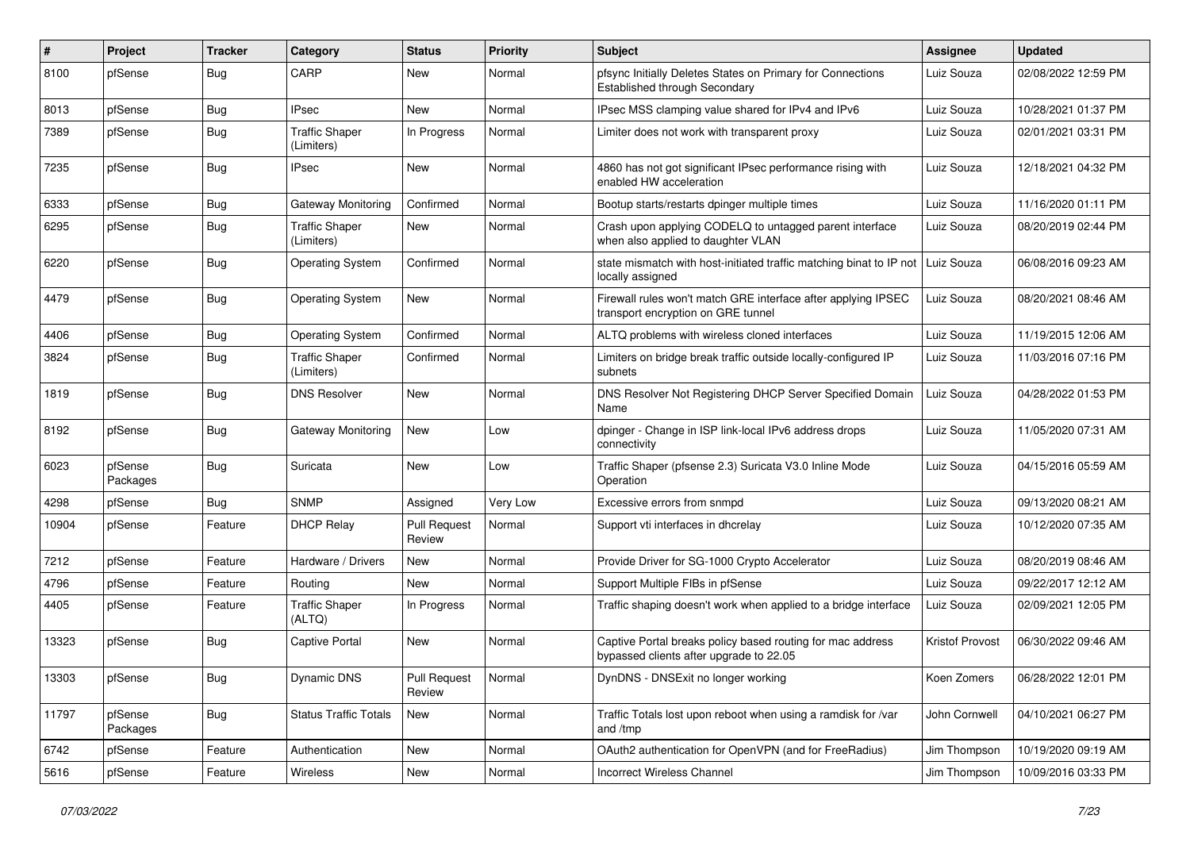| # | Project | Tracker | Category | Status | Priority | Subject | Assignee | Updated |
|---|---|---|---|---|---|---|---|---|
| 8100 | pfSense | Bug | CARP | New | Normal | pfsync Initially Deletes States on Primary for Connections Established through Secondary | Luiz Souza | 02/08/2022 12:59 PM |
| 8013 | pfSense | Bug | IPsec | New | Normal | IPsec MSS clamping value shared for IPv4 and IPv6 | Luiz Souza | 10/28/2021 01:37 PM |
| 7389 | pfSense | Bug | Traffic Shaper (Limiters) | In Progress | Normal | Limiter does not work with transparent proxy | Luiz Souza | 02/01/2021 03:31 PM |
| 7235 | pfSense | Bug | IPsec | New | Normal | 4860 has not got significant IPsec performance rising with enabled HW acceleration | Luiz Souza | 12/18/2021 04:32 PM |
| 6333 | pfSense | Bug | Gateway Monitoring | Confirmed | Normal | Bootup starts/restarts dpinger multiple times | Luiz Souza | 11/16/2020 01:11 PM |
| 6295 | pfSense | Bug | Traffic Shaper (Limiters) | New | Normal | Crash upon applying CODELQ to untagged parent interface when also applied to daughter VLAN | Luiz Souza | 08/20/2019 02:44 PM |
| 6220 | pfSense | Bug | Operating System | Confirmed | Normal | state mismatch with host-initiated traffic matching binat to IP not locally assigned | Luiz Souza | 06/08/2016 09:23 AM |
| 4479 | pfSense | Bug | Operating System | New | Normal | Firewall rules won't match GRE interface after applying IPSEC transport encryption on GRE tunnel | Luiz Souza | 08/20/2021 08:46 AM |
| 4406 | pfSense | Bug | Operating System | Confirmed | Normal | ALTQ problems with wireless cloned interfaces | Luiz Souza | 11/19/2015 12:06 AM |
| 3824 | pfSense | Bug | Traffic Shaper (Limiters) | Confirmed | Normal | Limiters on bridge break traffic outside locally-configured IP subnets | Luiz Souza | 11/03/2016 07:16 PM |
| 1819 | pfSense | Bug | DNS Resolver | New | Normal | DNS Resolver Not Registering DHCP Server Specified Domain Name | Luiz Souza | 04/28/2022 01:53 PM |
| 8192 | pfSense | Bug | Gateway Monitoring | New | Low | dpinger - Change in ISP link-local IPv6 address drops connectivity | Luiz Souza | 11/05/2020 07:31 AM |
| 6023 | pfSense Packages | Bug | Suricata | New | Low | Traffic Shaper (pfsense 2.3) Suricata V3.0 Inline Mode Operation | Luiz Souza | 04/15/2016 05:59 AM |
| 4298 | pfSense | Bug | SNMP | Assigned | Very Low | Excessive errors from snmpd | Luiz Souza | 09/13/2020 08:21 AM |
| 10904 | pfSense | Feature | DHCP Relay | Pull Request Review | Normal | Support vti interfaces in dhcrelay | Luiz Souza | 10/12/2020 07:35 AM |
| 7212 | pfSense | Feature | Hardware / Drivers | New | Normal | Provide Driver for SG-1000 Crypto Accelerator | Luiz Souza | 08/20/2019 08:46 AM |
| 4796 | pfSense | Feature | Routing | New | Normal | Support Multiple FIBs in pfSense | Luiz Souza | 09/22/2017 12:12 AM |
| 4405 | pfSense | Feature | Traffic Shaper (ALTQ) | In Progress | Normal | Traffic shaping doesn't work when applied to a bridge interface | Luiz Souza | 02/09/2021 12:05 PM |
| 13323 | pfSense | Bug | Captive Portal | New | Normal | Captive Portal breaks policy based routing for mac address bypassed clients after upgrade to 22.05 | Kristof Provost | 06/30/2022 09:46 AM |
| 13303 | pfSense | Bug | Dynamic DNS | Pull Request Review | Normal | DynDNS - DNSExit no longer working | Koen Zomers | 06/28/2022 12:01 PM |
| 11797 | pfSense Packages | Bug | Status Traffic Totals | New | Normal | Traffic Totals lost upon reboot when using a ramdisk for /var and /tmp | John Cornwell | 04/10/2021 06:27 PM |
| 6742 | pfSense | Feature | Authentication | New | Normal | OAuth2 authentication for OpenVPN (and for FreeRadius) | Jim Thompson | 10/19/2020 09:19 AM |
| 5616 | pfSense | Feature | Wireless | New | Normal | Incorrect Wireless Channel | Jim Thompson | 10/09/2016 03:33 PM |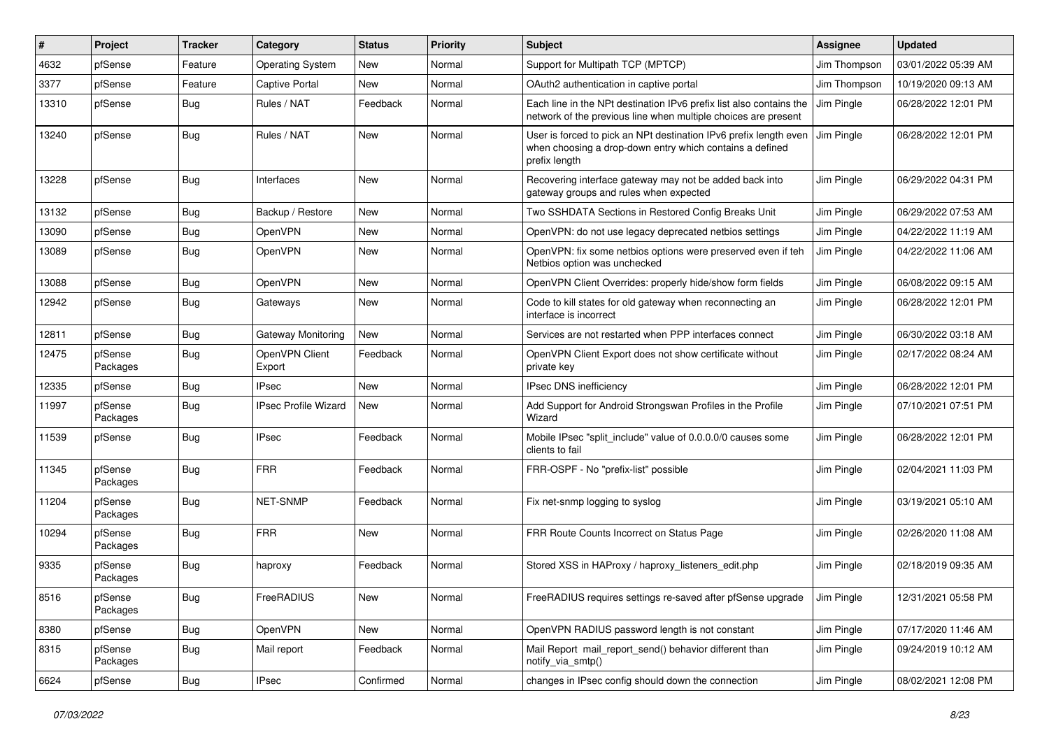| # | Project | Tracker | Category | Status | Priority | Subject | Assignee | Updated |
|---|---|---|---|---|---|---|---|---|
| 4632 | pfSense | Feature | Operating System | New | Normal | Support for Multipath TCP (MPTCP) | Jim Thompson | 03/01/2022 05:39 AM |
| 3377 | pfSense | Feature | Captive Portal | New | Normal | OAuth2 authentication in captive portal | Jim Thompson | 10/19/2020 09:13 AM |
| 13310 | pfSense | Bug | Rules / NAT | Feedback | Normal | Each line in the NPt destination IPv6 prefix list also contains the network of the previous line when multiple choices are present | Jim Pingle | 06/28/2022 12:01 PM |
| 13240 | pfSense | Bug | Rules / NAT | New | Normal | User is forced to pick an NPt destination IPv6 prefix length even when choosing a drop-down entry which contains a defined prefix length | Jim Pingle | 06/28/2022 12:01 PM |
| 13228 | pfSense | Bug | Interfaces | New | Normal | Recovering interface gateway may not be added back into gateway groups and rules when expected | Jim Pingle | 06/29/2022 04:31 PM |
| 13132 | pfSense | Bug | Backup / Restore | New | Normal | Two SSHDATA Sections in Restored Config Breaks Unit | Jim Pingle | 06/29/2022 07:53 AM |
| 13090 | pfSense | Bug | OpenVPN | New | Normal | OpenVPN: do not use legacy deprecated netbios settings | Jim Pingle | 04/22/2022 11:19 AM |
| 13089 | pfSense | Bug | OpenVPN | New | Normal | OpenVPN: fix some netbios options were preserved even if teh Netbios option was unchecked | Jim Pingle | 04/22/2022 11:06 AM |
| 13088 | pfSense | Bug | OpenVPN | New | Normal | OpenVPN Client Overrides: properly hide/show form fields | Jim Pingle | 06/08/2022 09:15 AM |
| 12942 | pfSense | Bug | Gateways | New | Normal | Code to kill states for old gateway when reconnecting an interface is incorrect | Jim Pingle | 06/28/2022 12:01 PM |
| 12811 | pfSense | Bug | Gateway Monitoring | New | Normal | Services are not restarted when PPP interfaces connect | Jim Pingle | 06/30/2022 03:18 AM |
| 12475 | pfSense Packages | Bug | OpenVPN Client Export | Feedback | Normal | OpenVPN Client Export does not show certificate without private key | Jim Pingle | 02/17/2022 08:24 AM |
| 12335 | pfSense | Bug | IPsec | New | Normal | IPsec DNS inefficiency | Jim Pingle | 06/28/2022 12:01 PM |
| 11997 | pfSense Packages | Bug | IPsec Profile Wizard | New | Normal | Add Support for Android Strongswan Profiles in the Profile Wizard | Jim Pingle | 07/10/2021 07:51 PM |
| 11539 | pfSense | Bug | IPsec | Feedback | Normal | Mobile IPsec "split_include" value of 0.0.0.0/0 causes some clients to fail | Jim Pingle | 06/28/2022 12:01 PM |
| 11345 | pfSense Packages | Bug | FRR | Feedback | Normal | FRR-OSPF - No "prefix-list" possible | Jim Pingle | 02/04/2021 11:03 PM |
| 11204 | pfSense Packages | Bug | NET-SNMP | Feedback | Normal | Fix net-snmp logging to syslog | Jim Pingle | 03/19/2021 05:10 AM |
| 10294 | pfSense Packages | Bug | FRR | New | Normal | FRR Route Counts Incorrect on Status Page | Jim Pingle | 02/26/2020 11:08 AM |
| 9335 | pfSense Packages | Bug | haproxy | Feedback | Normal | Stored XSS in HAProxy / haproxy_listeners_edit.php | Jim Pingle | 02/18/2019 09:35 AM |
| 8516 | pfSense Packages | Bug | FreeRADIUS | New | Normal | FreeRADIUS requires settings re-saved after pfSense upgrade | Jim Pingle | 12/31/2021 05:58 PM |
| 8380 | pfSense | Bug | OpenVPN | New | Normal | OpenVPN RADIUS password length is not constant | Jim Pingle | 07/17/2020 11:46 AM |
| 8315 | pfSense Packages | Bug | Mail report | Feedback | Normal | Mail Report mail_report_send() behavior different than notify_via_smtp() | Jim Pingle | 09/24/2019 10:12 AM |
| 6624 | pfSense | Bug | IPsec | Confirmed | Normal | changes in IPsec config should down the connection | Jim Pingle | 08/02/2021 12:08 PM |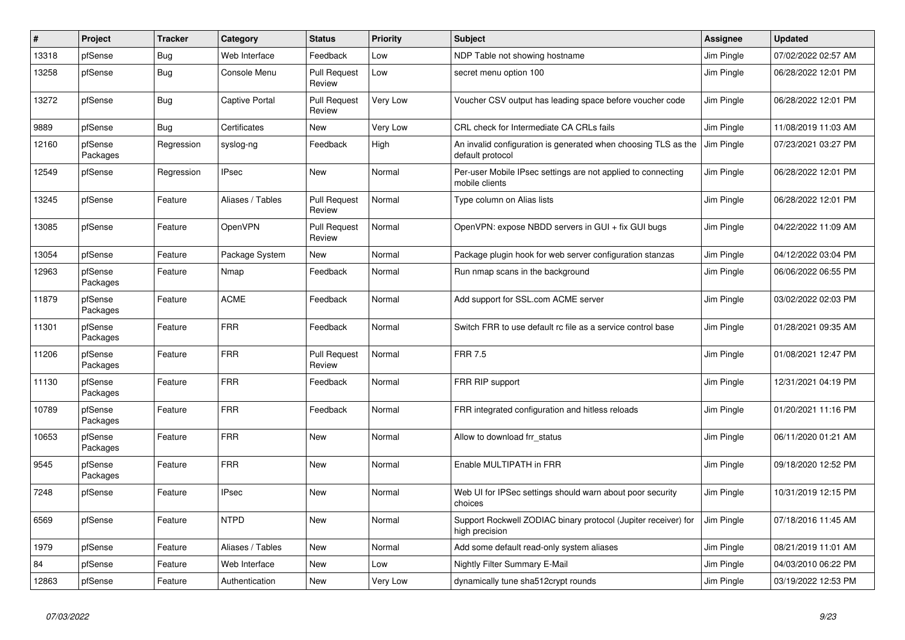| # | Project | Tracker | Category | Status | Priority | Subject | Assignee | Updated |
|---|---|---|---|---|---|---|---|---|
| 13318 | pfSense | Bug | Web Interface | Feedback | Low | NDP Table not showing hostname | Jim Pingle | 07/02/2022 02:57 AM |
| 13258 | pfSense | Bug | Console Menu | Pull Request Review | Low | secret menu option 100 | Jim Pingle | 06/28/2022 12:01 PM |
| 13272 | pfSense | Bug | Captive Portal | Pull Request Review | Very Low | Voucher CSV output has leading space before voucher code | Jim Pingle | 06/28/2022 12:01 PM |
| 9889 | pfSense | Bug | Certificates | New | Very Low | CRL check for Intermediate CA CRLs fails | Jim Pingle | 11/08/2019 11:03 AM |
| 12160 | pfSense Packages | Regression | syslog-ng | Feedback | High | An invalid configuration is generated when choosing TLS as the default protocol | Jim Pingle | 07/23/2021 03:27 PM |
| 12549 | pfSense | Regression | IPsec | New | Normal | Per-user Mobile IPsec settings are not applied to connecting mobile clients | Jim Pingle | 06/28/2022 12:01 PM |
| 13245 | pfSense | Feature | Aliases / Tables | Pull Request Review | Normal | Type column on Alias lists | Jim Pingle | 06/28/2022 12:01 PM |
| 13085 | pfSense | Feature | OpenVPN | Pull Request Review | Normal | OpenVPN: expose NBDD servers in GUI + fix GUI bugs | Jim Pingle | 04/22/2022 11:09 AM |
| 13054 | pfSense | Feature | Package System | New | Normal | Package plugin hook for web server configuration stanzas | Jim Pingle | 04/12/2022 03:04 PM |
| 12963 | pfSense Packages | Feature | Nmap | Feedback | Normal | Run nmap scans in the background | Jim Pingle | 06/06/2022 06:55 PM |
| 11879 | pfSense Packages | Feature | ACME | Feedback | Normal | Add support for SSL.com ACME server | Jim Pingle | 03/02/2022 02:03 PM |
| 11301 | pfSense Packages | Feature | FRR | Feedback | Normal | Switch FRR to use default rc file as a service control base | Jim Pingle | 01/28/2021 09:35 AM |
| 11206 | pfSense Packages | Feature | FRR | Pull Request Review | Normal | FRR 7.5 | Jim Pingle | 01/08/2021 12:47 PM |
| 11130 | pfSense Packages | Feature | FRR | Feedback | Normal | FRR RIP support | Jim Pingle | 12/31/2021 04:19 PM |
| 10789 | pfSense Packages | Feature | FRR | Feedback | Normal | FRR integrated configuration and hitless reloads | Jim Pingle | 01/20/2021 11:16 PM |
| 10653 | pfSense Packages | Feature | FRR | New | Normal | Allow to download frr_status | Jim Pingle | 06/11/2020 01:21 AM |
| 9545 | pfSense Packages | Feature | FRR | New | Normal | Enable MULTIPATH in FRR | Jim Pingle | 09/18/2020 12:52 PM |
| 7248 | pfSense | Feature | IPsec | New | Normal | Web UI for IPSec settings should warn about poor security choices | Jim Pingle | 10/31/2019 12:15 PM |
| 6569 | pfSense | Feature | NTPD | New | Normal | Support Rockwell ZODIAC binary protocol (Jupiter receiver) for high precision | Jim Pingle | 07/18/2016 11:45 AM |
| 1979 | pfSense | Feature | Aliases / Tables | New | Normal | Add some default read-only system aliases | Jim Pingle | 08/21/2019 11:01 AM |
| 84 | pfSense | Feature | Web Interface | New | Low | Nightly Filter Summary E-Mail | Jim Pingle | 04/03/2010 06:22 PM |
| 12863 | pfSense | Feature | Authentication | New | Very Low | dynamically tune sha512crypt rounds | Jim Pingle | 03/19/2022 12:53 PM |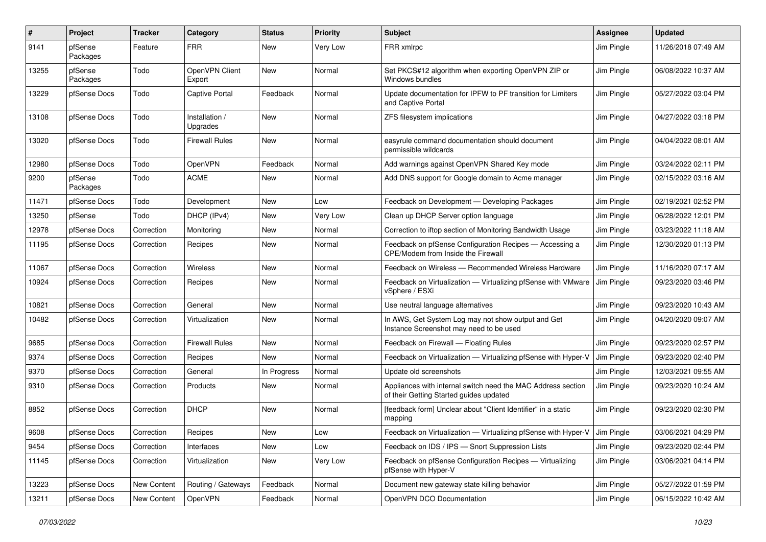| # | Project | Tracker | Category | Status | Priority | Subject | Assignee | Updated |
|---|---|---|---|---|---|---|---|---|
| 9141 | pfSense Packages | Feature | FRR | New | Very Low | FRR xmlrpc | Jim Pingle | 11/26/2018 07:49 AM |
| 13255 | pfSense Packages | Todo | OpenVPN Client Export | New | Normal | Set PKCS#12 algorithm when exporting OpenVPN ZIP or Windows bundles | Jim Pingle | 06/08/2022 10:37 AM |
| 13229 | pfSense Docs | Todo | Captive Portal | Feedback | Normal | Update documentation for IPFW to PF transition for Limiters and Captive Portal | Jim Pingle | 05/27/2022 03:04 PM |
| 13108 | pfSense Docs | Todo | Installation / Upgrades | New | Normal | ZFS filesystem implications | Jim Pingle | 04/27/2022 03:18 PM |
| 13020 | pfSense Docs | Todo | Firewall Rules | New | Normal | easyrule command documentation should document permissible wildcards | Jim Pingle | 04/04/2022 08:01 AM |
| 12980 | pfSense Docs | Todo | OpenVPN | Feedback | Normal | Add warnings against OpenVPN Shared Key mode | Jim Pingle | 03/24/2022 02:11 PM |
| 9200 | pfSense Packages | Todo | ACME | New | Normal | Add DNS support for Google domain to Acme manager | Jim Pingle | 02/15/2022 03:16 AM |
| 11471 | pfSense Docs | Todo | Development | New | Low | Feedback on Development — Developing Packages | Jim Pingle | 02/19/2021 02:52 PM |
| 13250 | pfSense | Todo | DHCP (IPv4) | New | Very Low | Clean up DHCP Server option language | Jim Pingle | 06/28/2022 12:01 PM |
| 12978 | pfSense Docs | Correction | Monitoring | New | Normal | Correction to iftop section of Monitoring Bandwidth Usage | Jim Pingle | 03/23/2022 11:18 AM |
| 11195 | pfSense Docs | Correction | Recipes | New | Normal | Feedback on pfSense Configuration Recipes — Accessing a CPE/Modem from Inside the Firewall | Jim Pingle | 12/30/2020 01:13 PM |
| 11067 | pfSense Docs | Correction | Wireless | New | Normal | Feedback on Wireless — Recommended Wireless Hardware | Jim Pingle | 11/16/2020 07:17 AM |
| 10924 | pfSense Docs | Correction | Recipes | New | Normal | Feedback on Virtualization — Virtualizing pfSense with VMware vSphere / ESXi | Jim Pingle | 09/23/2020 03:46 PM |
| 10821 | pfSense Docs | Correction | General | New | Normal | Use neutral language alternatives | Jim Pingle | 09/23/2020 10:43 AM |
| 10482 | pfSense Docs | Correction | Virtualization | New | Normal | In AWS, Get System Log may not show output and Get Instance Screenshot may need to be used | Jim Pingle | 04/20/2020 09:07 AM |
| 9685 | pfSense Docs | Correction | Firewall Rules | New | Normal | Feedback on Firewall — Floating Rules | Jim Pingle | 09/23/2020 02:57 PM |
| 9374 | pfSense Docs | Correction | Recipes | New | Normal | Feedback on Virtualization — Virtualizing pfSense with Hyper-V | Jim Pingle | 09/23/2020 02:40 PM |
| 9370 | pfSense Docs | Correction | General | In Progress | Normal | Update old screenshots | Jim Pingle | 12/03/2021 09:55 AM |
| 9310 | pfSense Docs | Correction | Products | New | Normal | Appliances with internal switch need the MAC Address section of their Getting Started guides updated | Jim Pingle | 09/23/2020 10:24 AM |
| 8852 | pfSense Docs | Correction | DHCP | New | Normal | [feedback form] Unclear about "Client Identifier" in a static mapping | Jim Pingle | 09/23/2020 02:30 PM |
| 9608 | pfSense Docs | Correction | Recipes | New | Low | Feedback on Virtualization — Virtualizing pfSense with Hyper-V | Jim Pingle | 03/06/2021 04:29 PM |
| 9454 | pfSense Docs | Correction | Interfaces | New | Low | Feedback on IDS / IPS — Snort Suppression Lists | Jim Pingle | 09/23/2020 02:44 PM |
| 11145 | pfSense Docs | Correction | Virtualization | New | Very Low | Feedback on pfSense Configuration Recipes — Virtualizing pfSense with Hyper-V | Jim Pingle | 03/06/2021 04:14 PM |
| 13223 | pfSense Docs | New Content | Routing / Gateways | Feedback | Normal | Document new gateway state killing behavior | Jim Pingle | 05/27/2022 01:59 PM |
| 13211 | pfSense Docs | New Content | OpenVPN | Feedback | Normal | OpenVPN DCO Documentation | Jim Pingle | 06/15/2022 10:42 AM |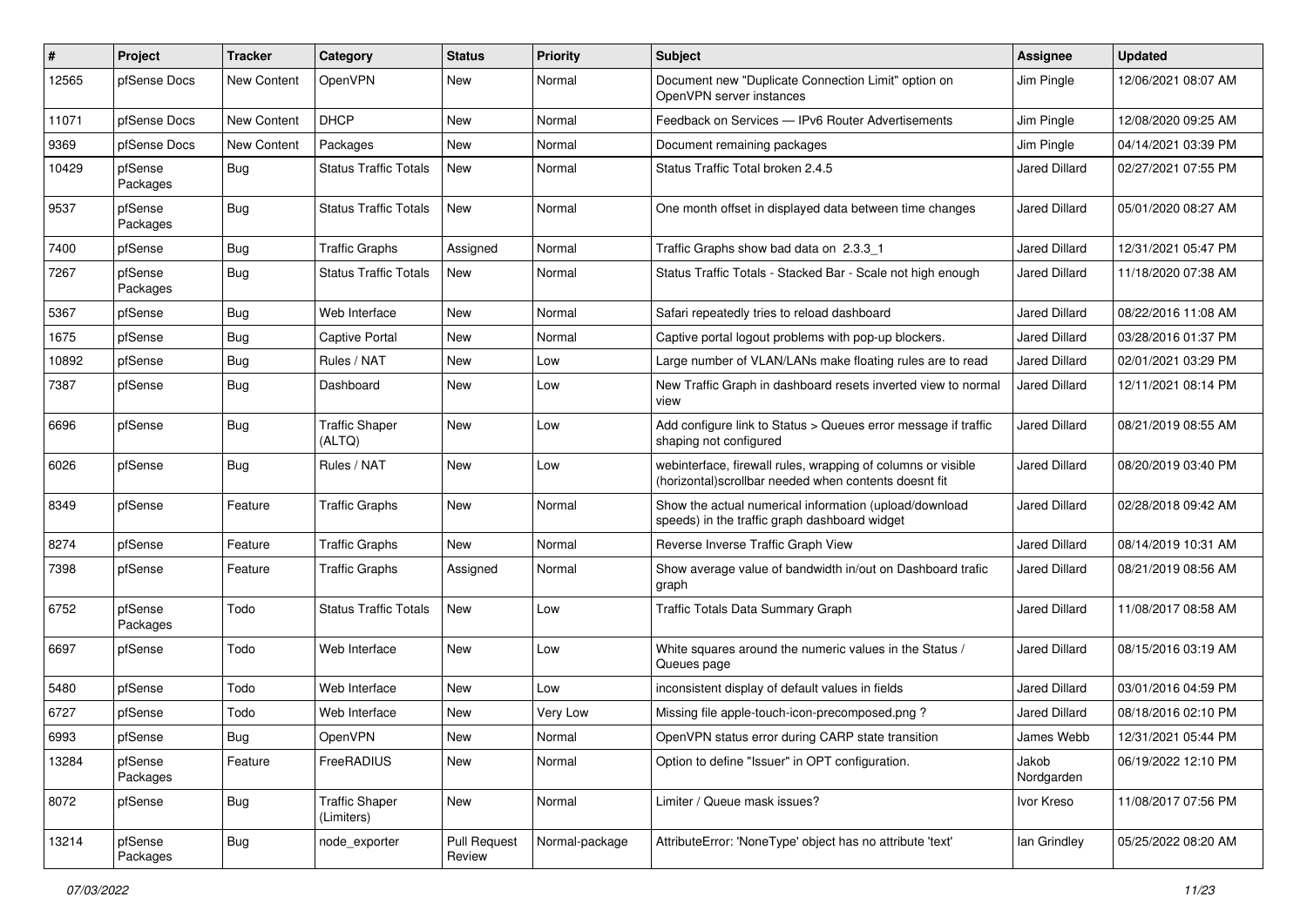| # | Project | Tracker | Category | Status | Priority | Subject | Assignee | Updated |
|---|---|---|---|---|---|---|---|---|
| 12565 | pfSense Docs | New Content | OpenVPN | New | Normal | Document new "Duplicate Connection Limit" option on OpenVPN server instances | Jim Pingle | 12/06/2021 08:07 AM |
| 11071 | pfSense Docs | New Content | DHCP | New | Normal | Feedback on Services — IPv6 Router Advertisements | Jim Pingle | 12/08/2020 09:25 AM |
| 9369 | pfSense Docs | New Content | Packages | New | Normal | Document remaining packages | Jim Pingle | 04/14/2021 03:39 PM |
| 10429 | pfSense Packages | Bug | Status Traffic Totals | New | Normal | Status Traffic Total broken 2.4.5 | Jared Dillard | 02/27/2021 07:55 PM |
| 9537 | pfSense Packages | Bug | Status Traffic Totals | New | Normal | One month offset in displayed data between time changes | Jared Dillard | 05/01/2020 08:27 AM |
| 7400 | pfSense | Bug | Traffic Graphs | Assigned | Normal | Traffic Graphs show bad data on 2.3.3_1 | Jared Dillard | 12/31/2021 05:47 PM |
| 7267 | pfSense Packages | Bug | Status Traffic Totals | New | Normal | Status Traffic Totals - Stacked Bar - Scale not high enough | Jared Dillard | 11/18/2020 07:38 AM |
| 5367 | pfSense | Bug | Web Interface | New | Normal | Safari repeatedly tries to reload dashboard | Jared Dillard | 08/22/2016 11:08 AM |
| 1675 | pfSense | Bug | Captive Portal | New | Normal | Captive portal logout problems with pop-up blockers. | Jared Dillard | 03/28/2016 01:37 PM |
| 10892 | pfSense | Bug | Rules / NAT | New | Low | Large number of VLAN/LANs make floating rules are to read | Jared Dillard | 02/01/2021 03:29 PM |
| 7387 | pfSense | Bug | Dashboard | New | Low | New Traffic Graph in dashboard resets inverted view to normal view | Jared Dillard | 12/11/2021 08:14 PM |
| 6696 | pfSense | Bug | Traffic Shaper (ALTQ) | New | Low | Add configure link to Status > Queues error message if traffic shaping not configured | Jared Dillard | 08/21/2019 08:55 AM |
| 6026 | pfSense | Bug | Rules / NAT | New | Low | webinterface, firewall rules, wrapping of columns or visible (horizontal)scrollbar needed when contents doesnt fit | Jared Dillard | 08/20/2019 03:40 PM |
| 8349 | pfSense | Feature | Traffic Graphs | New | Normal | Show the actual numerical information (upload/download speeds) in the traffic graph dashboard widget | Jared Dillard | 02/28/2018 09:42 AM |
| 8274 | pfSense | Feature | Traffic Graphs | New | Normal | Reverse Inverse Traffic Graph View | Jared Dillard | 08/14/2019 10:31 AM |
| 7398 | pfSense | Feature | Traffic Graphs | Assigned | Normal | Show average value of bandwidth in/out on Dashboard trafic graph | Jared Dillard | 08/21/2019 08:56 AM |
| 6752 | pfSense Packages | Todo | Status Traffic Totals | New | Low | Traffic Totals Data Summary Graph | Jared Dillard | 11/08/2017 08:58 AM |
| 6697 | pfSense | Todo | Web Interface | New | Low | White squares around the numeric values in the Status / Queues page | Jared Dillard | 08/15/2016 03:19 AM |
| 5480 | pfSense | Todo | Web Interface | New | Low | inconsistent display of default values in fields | Jared Dillard | 03/01/2016 04:59 PM |
| 6727 | pfSense | Todo | Web Interface | New | Very Low | Missing file apple-touch-icon-precomposed.png ? | Jared Dillard | 08/18/2016 02:10 PM |
| 6993 | pfSense | Bug | OpenVPN | New | Normal | OpenVPN status error during CARP state transition | James Webb | 12/31/2021 05:44 PM |
| 13284 | pfSense Packages | Feature | FreeRADIUS | New | Normal | Option to define "Issuer" in OPT configuration. | Jakob Nordgarden | 06/19/2022 12:10 PM |
| 8072 | pfSense | Bug | Traffic Shaper (Limiters) | New | Normal | Limiter / Queue mask issues? | Ivor Kreso | 11/08/2017 07:56 PM |
| 13214 | pfSense Packages | Bug | node_exporter | Pull Request Review | Normal-package | AttributeError: 'NoneType' object has no attribute 'text' | Ian Grindley | 05/25/2022 08:20 AM |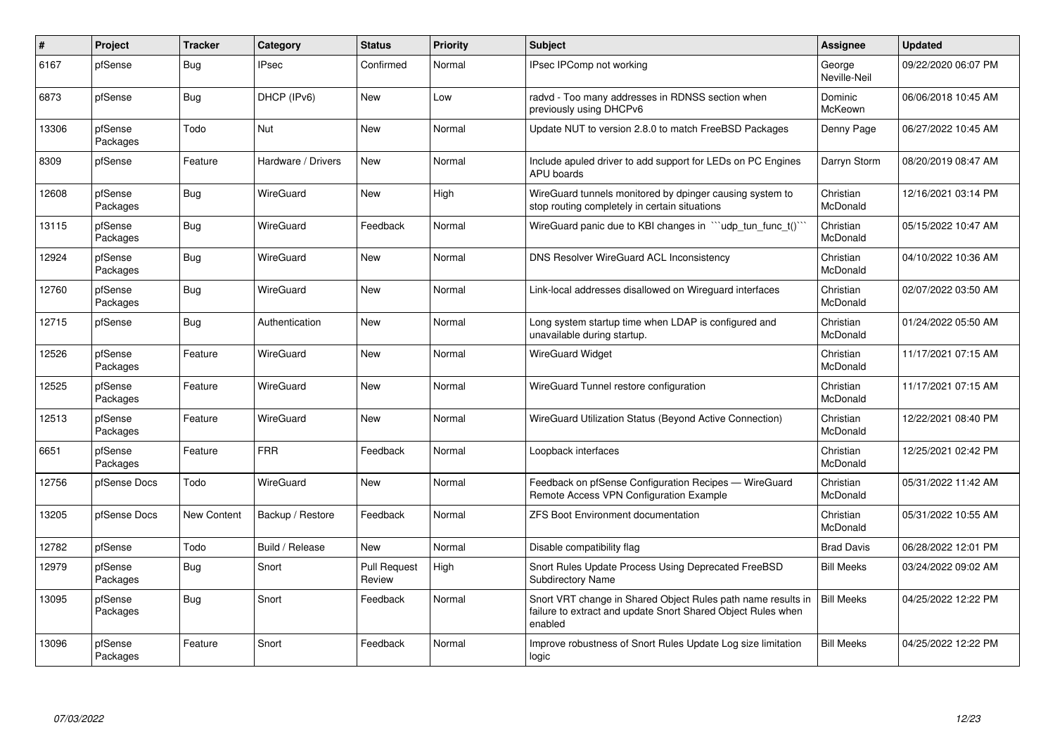| # | Project | Tracker | Category | Status | Priority | Subject | Assignee | Updated |
|---|---|---|---|---|---|---|---|---|
| 6167 | pfSense | Bug | IPsec | Confirmed | Normal | IPsec IPComp not working | George Neville-Neil | 09/22/2020 06:07 PM |
| 6873 | pfSense | Bug | DHCP (IPv6) | New | Low | radvd - Too many addresses in RDNSS section when previously using DHCPv6 | Dominic McKeown | 06/06/2018 10:45 AM |
| 13306 | pfSense Packages | Todo | Nut | New | Normal | Update NUT to version 2.8.0 to match FreeBSD Packages | Denny Page | 06/27/2022 10:45 AM |
| 8309 | pfSense | Feature | Hardware / Drivers | New | Normal | Include apuled driver to add support for LEDs on PC Engines APU boards | Darryn Storm | 08/20/2019 08:47 AM |
| 12608 | pfSense Packages | Bug | WireGuard | New | High | WireGuard tunnels monitored by dpinger causing system to stop routing completely in certain situations | Christian McDonald | 12/16/2021 03:14 PM |
| 13115 | pfSense Packages | Bug | WireGuard | Feedback | Normal | WireGuard panic due to KBI changes in ```udp_tun_func_t()``` | Christian McDonald | 05/15/2022 10:47 AM |
| 12924 | pfSense Packages | Bug | WireGuard | New | Normal | DNS Resolver WireGuard ACL Inconsistency | Christian McDonald | 04/10/2022 10:36 AM |
| 12760 | pfSense Packages | Bug | WireGuard | New | Normal | Link-local addresses disallowed on Wireguard interfaces | Christian McDonald | 02/07/2022 03:50 AM |
| 12715 | pfSense | Bug | Authentication | New | Normal | Long system startup time when LDAP is configured and unavailable during startup. | Christian McDonald | 01/24/2022 05:50 AM |
| 12526 | pfSense Packages | Feature | WireGuard | New | Normal | WireGuard Widget | Christian McDonald | 11/17/2021 07:15 AM |
| 12525 | pfSense Packages | Feature | WireGuard | New | Normal | WireGuard Tunnel restore configuration | Christian McDonald | 11/17/2021 07:15 AM |
| 12513 | pfSense Packages | Feature | WireGuard | New | Normal | WireGuard Utilization Status (Beyond Active Connection) | Christian McDonald | 12/22/2021 08:40 PM |
| 6651 | pfSense Packages | Feature | FRR | Feedback | Normal | Loopback interfaces | Christian McDonald | 12/25/2021 02:42 PM |
| 12756 | pfSense Docs | Todo | WireGuard | New | Normal | Feedback on pfSense Configuration Recipes — WireGuard Remote Access VPN Configuration Example | Christian McDonald | 05/31/2022 11:42 AM |
| 13205 | pfSense Docs | New Content | Backup / Restore | Feedback | Normal | ZFS Boot Environment documentation | Christian McDonald | 05/31/2022 10:55 AM |
| 12782 | pfSense | Todo | Build / Release | New | Normal | Disable compatibility flag | Brad Davis | 06/28/2022 12:01 PM |
| 12979 | pfSense Packages | Bug | Snort | Pull Request Review | High | Snort Rules Update Process Using Deprecated FreeBSD Subdirectory Name | Bill Meeks | 03/24/2022 09:02 AM |
| 13095 | pfSense Packages | Bug | Snort | Feedback | Normal | Snort VRT change in Shared Object Rules path name results in failure to extract and update Snort Shared Object Rules when enabled | Bill Meeks | 04/25/2022 12:22 PM |
| 13096 | pfSense Packages | Feature | Snort | Feedback | Normal | Improve robustness of Snort Rules Update Log size limitation logic | Bill Meeks | 04/25/2022 12:22 PM |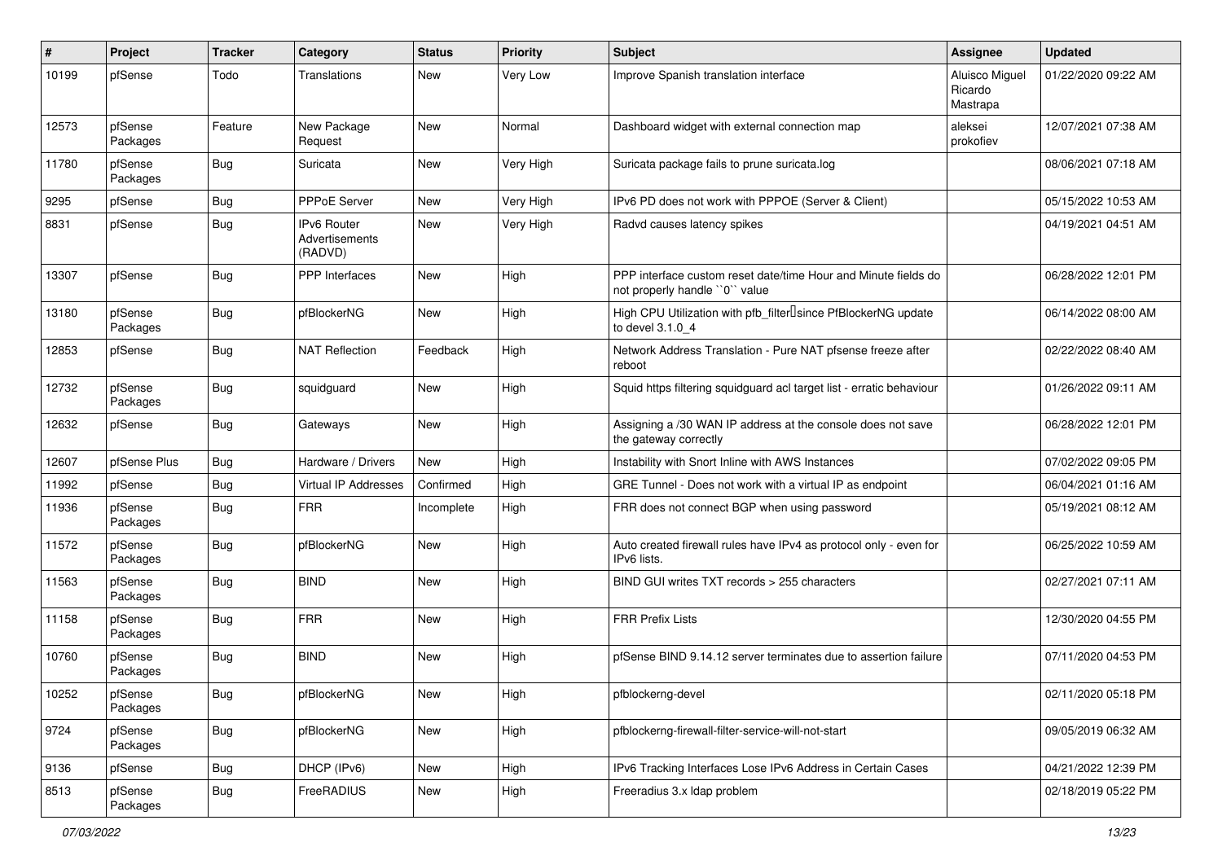| # | Project | Tracker | Category | Status | Priority | Subject | Assignee | Updated |
|---|---|---|---|---|---|---|---|---|
| 10199 | pfSense | Todo | Translations | New | Very Low | Improve Spanish translation interface | Aluisco Miguel Ricardo Mastrapa | 01/22/2020 09:22 AM |
| 12573 | pfSense Packages | Feature | New Package Request | New | Normal | Dashboard widget with external connection map | aleksei prokofiev | 12/07/2021 07:38 AM |
| 11780 | pfSense Packages | Bug | Suricata | New | Very High | Suricata package fails to prune suricata.log | | 08/06/2021 07:18 AM |
| 9295 | pfSense | Bug | PPPoE Server | New | Very High | IPv6 PD does not work with PPPOE (Server & Client) | | 05/15/2022 10:53 AM |
| 8831 | pfSense | Bug | IPv6 Router Advertisements (RADVD) | New | Very High | Radvd causes latency spikes | | 04/19/2021 04:51 AM |
| 13307 | pfSense | Bug | PPP Interfaces | New | High | PPP interface custom reset date/time Hour and Minute fields do not properly handle ``0`` value | | 06/28/2022 12:01 PM |
| 13180 | pfSense Packages | Bug | pfBlockerNG | New | High | High CPU Utilization with pfb_filter since PfBlockerNG update to devel 3.1.0_4 | | 06/14/2022 08:00 AM |
| 12853 | pfSense | Bug | NAT Reflection | Feedback | High | Network Address Translation - Pure NAT pfsense freeze after reboot | | 02/22/2022 08:40 AM |
| 12732 | pfSense Packages | Bug | squidguard | New | High | Squid https filtering squidguard acl target list - erratic behaviour | | 01/26/2022 09:11 AM |
| 12632 | pfSense | Bug | Gateways | New | High | Assigning a /30 WAN IP address at the console does not save the gateway correctly | | 06/28/2022 12:01 PM |
| 12607 | pfSense Plus | Bug | Hardware / Drivers | New | High | Instability with Snort Inline with AWS Instances | | 07/02/2022 09:05 PM |
| 11992 | pfSense | Bug | Virtual IP Addresses | Confirmed | High | GRE Tunnel - Does not work with a virtual IP as endpoint | | 06/04/2021 01:16 AM |
| 11936 | pfSense Packages | Bug | FRR | Incomplete | High | FRR does not connect BGP when using password | | 05/19/2021 08:12 AM |
| 11572 | pfSense Packages | Bug | pfBlockerNG | New | High | Auto created firewall rules have IPv4 as protocol only - even for IPv6 lists. | | 06/25/2022 10:59 AM |
| 11563 | pfSense Packages | Bug | BIND | New | High | BIND GUI writes TXT records > 255 characters | | 02/27/2021 07:11 AM |
| 11158 | pfSense Packages | Bug | FRR | New | High | FRR Prefix Lists | | 12/30/2020 04:55 PM |
| 10760 | pfSense Packages | Bug | BIND | New | High | pfSense BIND 9.14.12 server terminates due to assertion failure | | 07/11/2020 04:53 PM |
| 10252 | pfSense Packages | Bug | pfBlockerNG | New | High | pfblockerng-devel | | 02/11/2020 05:18 PM |
| 9724 | pfSense Packages | Bug | pfBlockerNG | New | High | pfblockerng-firewall-filter-service-will-not-start | | 09/05/2019 06:32 AM |
| 9136 | pfSense | Bug | DHCP (IPv6) | New | High | IPv6 Tracking Interfaces Lose IPv6 Address in Certain Cases | | 04/21/2022 12:39 PM |
| 8513 | pfSense Packages | Bug | FreeRADIUS | New | High | Freeradius 3.x ldap problem | | 02/18/2019 05:22 PM |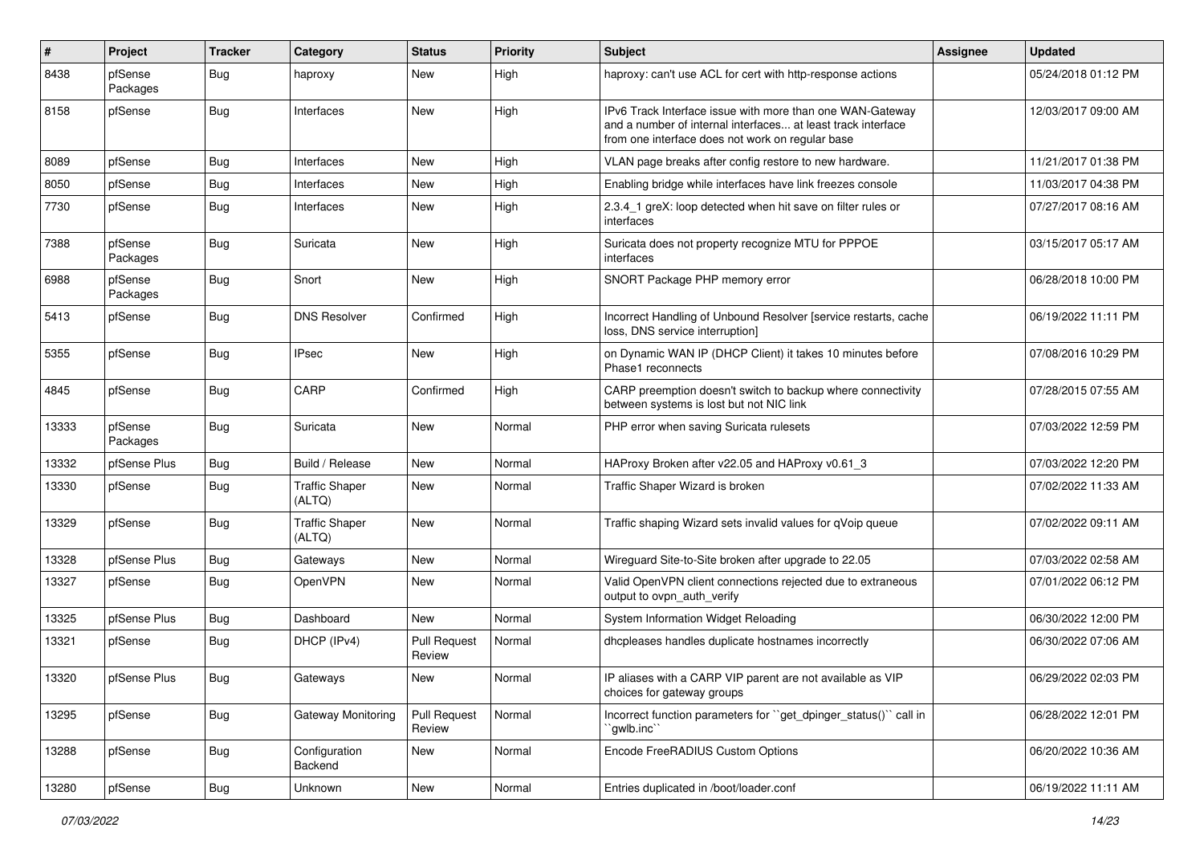| # | Project | Tracker | Category | Status | Priority | Subject | Assignee | Updated |
|---|---|---|---|---|---|---|---|---|
| 8438 | pfSense Packages | Bug | haproxy | New | High | haproxy: can't use ACL for cert with http-response actions | | 05/24/2018 01:12 PM |
| 8158 | pfSense | Bug | Interfaces | New | High | IPv6 Track Interface issue with more than one WAN-Gateway and a number of internal interfaces... at least track interface from one interface does not work on regular base | | 12/03/2017 09:00 AM |
| 8089 | pfSense | Bug | Interfaces | New | High | VLAN page breaks after config restore to new hardware. | | 11/21/2017 01:38 PM |
| 8050 | pfSense | Bug | Interfaces | New | High | Enabling bridge while interfaces have link freezes console | | 11/03/2017 04:38 PM |
| 7730 | pfSense | Bug | Interfaces | New | High | 2.3.4_1 greX: loop detected when hit save on filter rules or interfaces | | 07/27/2017 08:16 AM |
| 7388 | pfSense Packages | Bug | Suricata | New | High | Suricata does not property recognize MTU for PPPOE interfaces | | 03/15/2017 05:17 AM |
| 6988 | pfSense Packages | Bug | Snort | New | High | SNORT Package PHP memory error | | 06/28/2018 10:00 PM |
| 5413 | pfSense | Bug | DNS Resolver | Confirmed | High | Incorrect Handling of Unbound Resolver [service restarts, cache loss, DNS service interruption] | | 06/19/2022 11:11 PM |
| 5355 | pfSense | Bug | IPsec | New | High | on Dynamic WAN IP (DHCP Client) it takes 10 minutes before Phase1 reconnects | | 07/08/2016 10:29 PM |
| 4845 | pfSense | Bug | CARP | Confirmed | High | CARP preemption doesn't switch to backup where connectivity between systems is lost but not NIC link | | 07/28/2015 07:55 AM |
| 13333 | pfSense Packages | Bug | Suricata | New | Normal | PHP error when saving Suricata rulesets | | 07/03/2022 12:59 PM |
| 13332 | pfSense Plus | Bug | Build / Release | New | Normal | HAProxy Broken after v22.05 and HAProxy v0.61_3 | | 07/03/2022 12:20 PM |
| 13330 | pfSense | Bug | Traffic Shaper (ALTQ) | New | Normal | Traffic Shaper Wizard is broken | | 07/02/2022 11:33 AM |
| 13329 | pfSense | Bug | Traffic Shaper (ALTQ) | New | Normal | Traffic shaping Wizard sets invalid values for qVoip queue | | 07/02/2022 09:11 AM |
| 13328 | pfSense Plus | Bug | Gateways | New | Normal | Wireguard Site-to-Site broken after upgrade to 22.05 | | 07/03/2022 02:58 AM |
| 13327 | pfSense | Bug | OpenVPN | New | Normal | Valid OpenVPN client connections rejected due to extraneous output to ovpn_auth_verify | | 07/01/2022 06:12 PM |
| 13325 | pfSense Plus | Bug | Dashboard | New | Normal | System Information Widget Reloading | | 06/30/2022 12:00 PM |
| 13321 | pfSense | Bug | DHCP (IPv4) | Pull Request Review | Normal | dhcpleases handles duplicate hostnames incorrectly | | 06/30/2022 07:06 AM |
| 13320 | pfSense Plus | Bug | Gateways | New | Normal | IP aliases with a CARP VIP parent are not available as VIP choices for gateway groups | | 06/29/2022 02:03 PM |
| 13295 | pfSense | Bug | Gateway Monitoring | Pull Request Review | Normal | Incorrect function parameters for ``get_dpinger_status()`` call in ``gwlb.inc`` | | 06/28/2022 12:01 PM |
| 13288 | pfSense | Bug | Configuration Backend | New | Normal | Encode FreeRADIUS Custom Options | | 06/20/2022 10:36 AM |
| 13280 | pfSense | Bug | Unknown | New | Normal | Entries duplicated in /boot/loader.conf | | 06/19/2022 11:11 AM |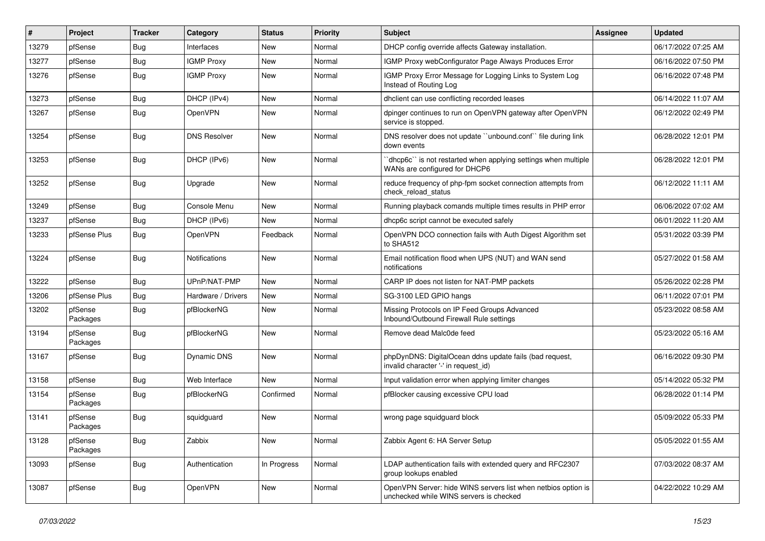| # | Project | Tracker | Category | Status | Priority | Subject | Assignee | Updated |
|---|---|---|---|---|---|---|---|---|
| 13279 | pfSense | Bug | Interfaces | New | Normal | DHCP config override affects Gateway installation. | | 06/17/2022 07:25 AM |
| 13277 | pfSense | Bug | IGMP Proxy | New | Normal | IGMP Proxy webConfigurator Page Always Produces Error | | 06/16/2022 07:50 PM |
| 13276 | pfSense | Bug | IGMP Proxy | New | Normal | IGMP Proxy Error Message for Logging Links to System Log Instead of Routing Log | | 06/16/2022 07:48 PM |
| 13273 | pfSense | Bug | DHCP (IPv4) | New | Normal | dhclient can use conflicting recorded leases | | 06/14/2022 11:07 AM |
| 13267 | pfSense | Bug | OpenVPN | New | Normal | dpinger continues to run on OpenVPN gateway after OpenVPN service is stopped. | | 06/12/2022 02:49 PM |
| 13254 | pfSense | Bug | DNS Resolver | New | Normal | DNS resolver does not update ``unbound.conf`` file during link down events | | 06/28/2022 12:01 PM |
| 13253 | pfSense | Bug | DHCP (IPv6) | New | Normal | ``dhcp6c`` is not restarted when applying settings when multiple WANs are configured for DHCP6 | | 06/28/2022 12:01 PM |
| 13252 | pfSense | Bug | Upgrade | New | Normal | reduce frequency of php-fpm socket connection attempts from check_reload_status | | 06/12/2022 11:11 AM |
| 13249 | pfSense | Bug | Console Menu | New | Normal | Running playback comands multiple times results in PHP error | | 06/06/2022 07:02 AM |
| 13237 | pfSense | Bug | DHCP (IPv6) | New | Normal | dhcp6c script cannot be executed safely | | 06/01/2022 11:20 AM |
| 13233 | pfSense Plus | Bug | OpenVPN | Feedback | Normal | OpenVPN DCO connection fails with Auth Digest Algorithm set to SHA512 | | 05/31/2022 03:39 PM |
| 13224 | pfSense | Bug | Notifications | New | Normal | Email notification flood when UPS (NUT) and WAN send notifications | | 05/27/2022 01:58 AM |
| 13222 | pfSense | Bug | UPnP/NAT-PMP | New | Normal | CARP IP does not listen for NAT-PMP packets | | 05/26/2022 02:28 PM |
| 13206 | pfSense Plus | Bug | Hardware / Drivers | New | Normal | SG-3100 LED GPIO hangs | | 06/11/2022 07:01 PM |
| 13202 | pfSense Packages | Bug | pfBlockerNG | New | Normal | Missing Protocols on IP Feed Groups Advanced Inbound/Outbound Firewall Rule settings | | 05/23/2022 08:58 AM |
| 13194 | pfSense Packages | Bug | pfBlockerNG | New | Normal | Remove dead Malc0de feed | | 05/23/2022 05:16 AM |
| 13167 | pfSense | Bug | Dynamic DNS | New | Normal | phpDynDNS: DigitalOcean ddns update fails (bad request, invalid character '-' in request_id) | | 06/16/2022 09:30 PM |
| 13158 | pfSense | Bug | Web Interface | New | Normal | Input validation error when applying limiter changes | | 05/14/2022 05:32 PM |
| 13154 | pfSense Packages | Bug | pfBlockerNG | Confirmed | Normal | pfBlocker causing excessive CPU load | | 06/28/2022 01:14 PM |
| 13141 | pfSense Packages | Bug | squidguard | New | Normal | wrong page squidguard block | | 05/09/2022 05:33 PM |
| 13128 | pfSense Packages | Bug | Zabbix | New | Normal | Zabbix Agent 6: HA Server Setup | | 05/05/2022 01:55 AM |
| 13093 | pfSense | Bug | Authentication | In Progress | Normal | LDAP authentication fails with extended query and RFC2307 group lookups enabled | | 07/03/2022 08:37 AM |
| 13087 | pfSense | Bug | OpenVPN | New | Normal | OpenVPN Server: hide WINS servers list when netbios option is unchecked while WINS servers is checked | | 04/22/2022 10:29 AM |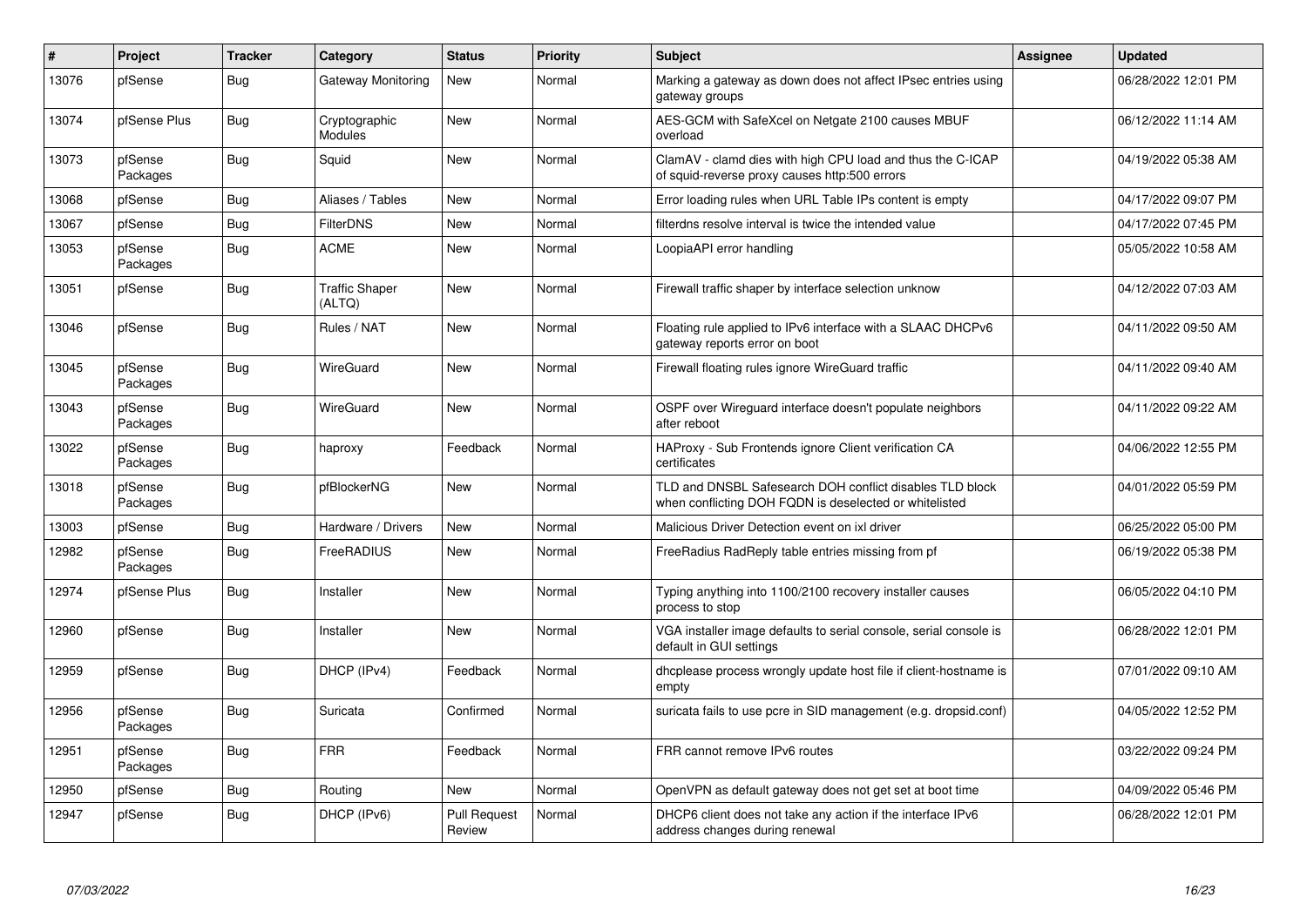| # | Project | Tracker | Category | Status | Priority | Subject | Assignee | Updated |
|---|---|---|---|---|---|---|---|---|
| 13076 | pfSense | Bug | Gateway Monitoring | New | Normal | Marking a gateway as down does not affect IPsec entries using gateway groups | | 06/28/2022 12:01 PM |
| 13074 | pfSense Plus | Bug | Cryptographic Modules | New | Normal | AES-GCM with SafeXcel on Netgate 2100 causes MBUF overload | | 06/12/2022 11:14 AM |
| 13073 | pfSense Packages | Bug | Squid | New | Normal | ClamAV - clamd dies with high CPU load and thus the C-ICAP of squid-reverse proxy causes http:500 errors | | 04/19/2022 05:38 AM |
| 13068 | pfSense | Bug | Aliases / Tables | New | Normal | Error loading rules when URL Table IPs content is empty | | 04/17/2022 09:07 PM |
| 13067 | pfSense | Bug | FilterDNS | New | Normal | filterdns resolve interval is twice the intended value | | 04/17/2022 07:45 PM |
| 13053 | pfSense Packages | Bug | ACME | New | Normal | LoopiaAPI error handling | | 05/05/2022 10:58 AM |
| 13051 | pfSense | Bug | Traffic Shaper (ALTQ) | New | Normal | Firewall traffic shaper by interface selection unknow | | 04/12/2022 07:03 AM |
| 13046 | pfSense | Bug | Rules / NAT | New | Normal | Floating rule applied to IPv6 interface with a SLAAC DHCPv6 gateway reports error on boot | | 04/11/2022 09:50 AM |
| 13045 | pfSense Packages | Bug | WireGuard | New | Normal | Firewall floating rules ignore WireGuard traffic | | 04/11/2022 09:40 AM |
| 13043 | pfSense Packages | Bug | WireGuard | New | Normal | OSPF over Wireguard interface doesn't populate neighbors after reboot | | 04/11/2022 09:22 AM |
| 13022 | pfSense Packages | Bug | haproxy | Feedback | Normal | HAProxy - Sub Frontends ignore Client verification CA certificates | | 04/06/2022 12:55 PM |
| 13018 | pfSense Packages | Bug | pfBlockerNG | New | Normal | TLD and DNSBL Safesearch DOH conflict disables TLD block when conflicting DOH FQDN is deselected or whitelisted | | 04/01/2022 05:59 PM |
| 13003 | pfSense | Bug | Hardware / Drivers | New | Normal | Malicious Driver Detection event on ixl driver | | 06/25/2022 05:00 PM |
| 12982 | pfSense Packages | Bug | FreeRADIUS | New | Normal | FreeRadius RadReply table entries missing from pf | | 06/19/2022 05:38 PM |
| 12974 | pfSense Plus | Bug | Installer | New | Normal | Typing anything into 1100/2100 recovery installer causes process to stop | | 06/05/2022 04:10 PM |
| 12960 | pfSense | Bug | Installer | New | Normal | VGA installer image defaults to serial console, serial console is default in GUI settings | | 06/28/2022 12:01 PM |
| 12959 | pfSense | Bug | DHCP (IPv4) | Feedback | Normal | dhcplease process wrongly update host file if client-hostname is empty | | 07/01/2022 09:10 AM |
| 12956 | pfSense Packages | Bug | Suricata | Confirmed | Normal | suricata fails to use pcre in SID management (e.g. dropsid.conf) | | 04/05/2022 12:52 PM |
| 12951 | pfSense Packages | Bug | FRR | Feedback | Normal | FRR cannot remove IPv6 routes | | 03/22/2022 09:24 PM |
| 12950 | pfSense | Bug | Routing | New | Normal | OpenVPN as default gateway does not get set at boot time | | 04/09/2022 05:46 PM |
| 12947 | pfSense | Bug | DHCP (IPv6) | Pull Request Review | Normal | DHCP6 client does not take any action if the interface IPv6 address changes during renewal | | 06/28/2022 12:01 PM |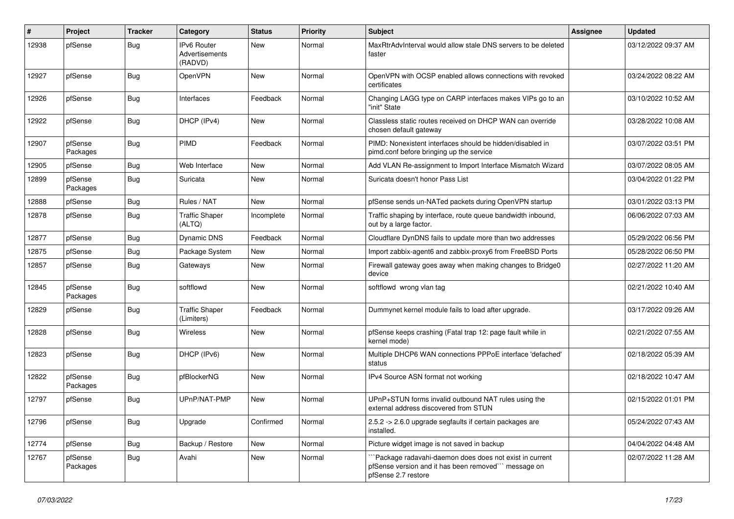| # | Project | Tracker | Category | Status | Priority | Subject | Assignee | Updated |
|---|---|---|---|---|---|---|---|---|
| 12938 | pfSense | Bug | IPv6 Router Advertisements (RADVD) | New | Normal | MaxRtrAdvInterval would allow stale DNS servers to be deleted faster | | 03/12/2022 09:37 AM |
| 12927 | pfSense | Bug | OpenVPN | New | Normal | OpenVPN with OCSP enabled allows connections with revoked certificates | | 03/24/2022 08:22 AM |
| 12926 | pfSense | Bug | Interfaces | Feedback | Normal | Changing LAGG type on CARP interfaces makes VIPs go to an "init" State | | 03/10/2022 10:52 AM |
| 12922 | pfSense | Bug | DHCP (IPv4) | New | Normal | Classless static routes received on DHCP WAN can override chosen default gateway | | 03/28/2022 10:08 AM |
| 12907 | pfSense Packages | Bug | PIMD | Feedback | Normal | PIMD: Nonexistent interfaces should be hidden/disabled in pimd.conf before bringing up the service | | 03/07/2022 03:51 PM |
| 12905 | pfSense | Bug | Web Interface | New | Normal | Add VLAN Re-assignment to Import Interface Mismatch Wizard | | 03/07/2022 08:05 AM |
| 12899 | pfSense Packages | Bug | Suricata | New | Normal | Suricata doesn't honor Pass List | | 03/04/2022 01:22 PM |
| 12888 | pfSense | Bug | Rules / NAT | New | Normal | pfSense sends un-NATed packets during OpenVPN startup | | 03/01/2022 03:13 PM |
| 12878 | pfSense | Bug | Traffic Shaper (ALTQ) | Incomplete | Normal | Traffic shaping by interface, route queue bandwidth inbound, out by a large factor. | | 06/06/2022 07:03 AM |
| 12877 | pfSense | Bug | Dynamic DNS | Feedback | Normal | Cloudflare DynDNS fails to update more than two addresses | | 05/29/2022 06:56 PM |
| 12875 | pfSense | Bug | Package System | New | Normal | Import zabbix-agent6 and zabbix-proxy6 from FreeBSD Ports | | 05/28/2022 06:50 PM |
| 12857 | pfSense | Bug | Gateways | New | Normal | Firewall gateway goes away when making changes to Bridge0 device | | 02/27/2022 11:20 AM |
| 12845 | pfSense Packages | Bug | softflowd | New | Normal | softflowd wrong vlan tag | | 02/21/2022 10:40 AM |
| 12829 | pfSense | Bug | Traffic Shaper (Limiters) | Feedback | Normal | Dummynet kernel module fails to load after upgrade. | | 03/17/2022 09:26 AM |
| 12828 | pfSense | Bug | Wireless | New | Normal | pfSense keeps crashing (Fatal trap 12: page fault while in kernel mode) | | 02/21/2022 07:55 AM |
| 12823 | pfSense | Bug | DHCP (IPv6) | New | Normal | Multiple DHCP6 WAN connections PPPoE interface 'defached' status | | 02/18/2022 05:39 AM |
| 12822 | pfSense Packages | Bug | pfBlockerNG | New | Normal | IPv4 Source ASN format not working | | 02/18/2022 10:47 AM |
| 12797 | pfSense | Bug | UPnP/NAT-PMP | New | Normal | UPnP+STUN forms invalid outbound NAT rules using the external address discovered from STUN | | 02/15/2022 01:01 PM |
| 12796 | pfSense | Bug | Upgrade | Confirmed | Normal | 2.5.2 -> 2.6.0 upgrade segfaults if certain packages are installed. | | 05/24/2022 07:43 AM |
| 12774 | pfSense | Bug | Backup / Restore | New | Normal | Picture widget image is not saved in backup | | 04/04/2022 04:48 AM |
| 12767 | pfSense Packages | Bug | Avahi | New | Normal | ```Package radavahi-daemon does does not exist in current pfSense version and it has been removed``` message on pfSense 2.7 restore | | 02/07/2022 11:28 AM |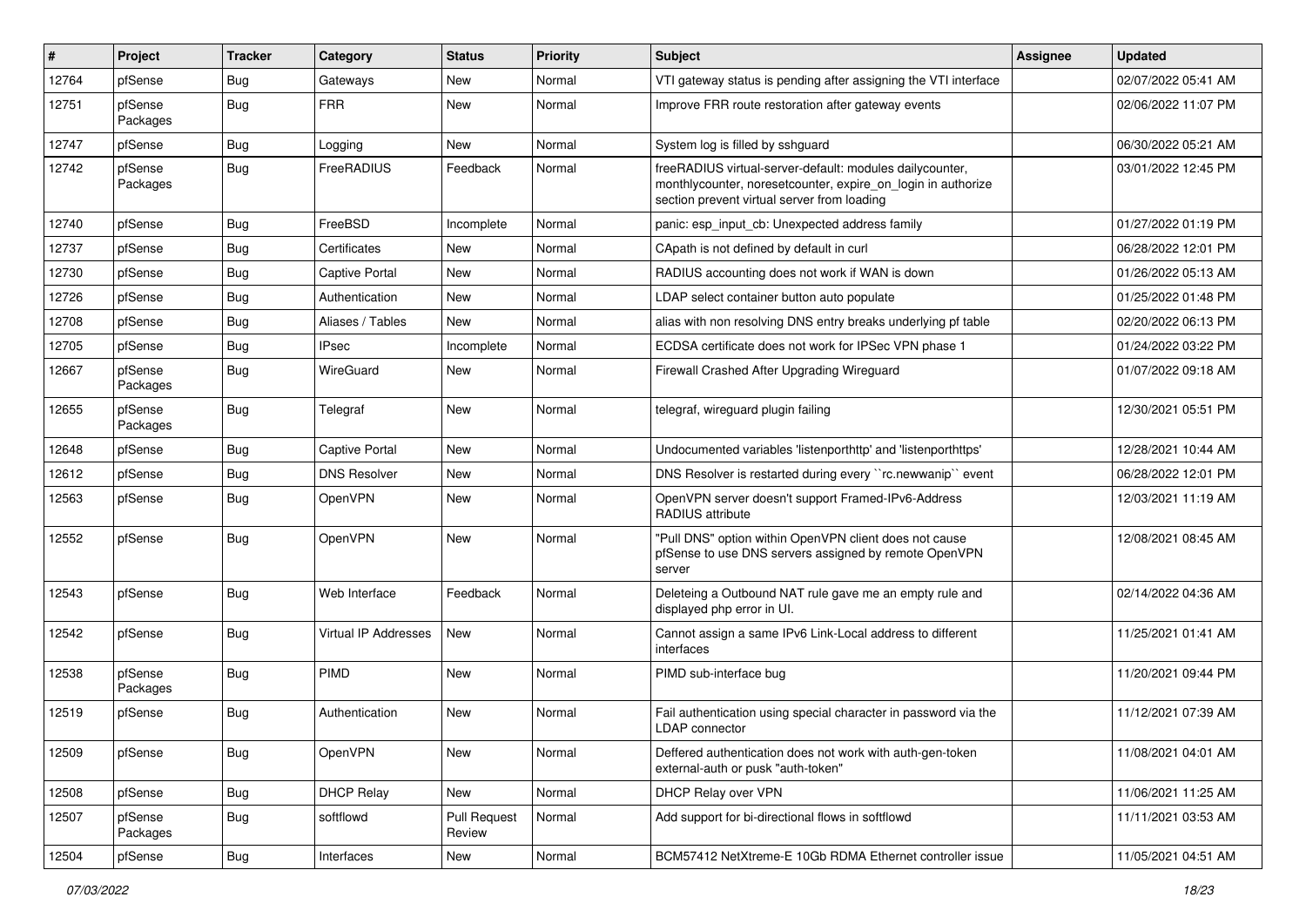| # | Project | Tracker | Category | Status | Priority | Subject | Assignee | Updated |
|---|---|---|---|---|---|---|---|---|
| 12764 | pfSense | Bug | Gateways | New | Normal | VTI gateway status is pending after assigning the VTI interface | | 02/07/2022 05:41 AM |
| 12751 | pfSense Packages | Bug | FRR | New | Normal | Improve FRR route restoration after gateway events | | 02/06/2022 11:07 PM |
| 12747 | pfSense | Bug | Logging | New | Normal | System log is filled by sshguard | | 06/30/2022 05:21 AM |
| 12742 | pfSense Packages | Bug | FreeRADIUS | Feedback | Normal | freeRADIUS virtual-server-default: modules dailycounter, monthlycounter, noresetcounter, expire_on_login in authorize section prevent virtual server from loading | | 03/01/2022 12:45 PM |
| 12740 | pfSense | Bug | FreeBSD | Incomplete | Normal | panic: esp_input_cb: Unexpected address family | | 01/27/2022 01:19 PM |
| 12737 | pfSense | Bug | Certificates | New | Normal | CApath is not defined by default in curl | | 06/28/2022 12:01 PM |
| 12730 | pfSense | Bug | Captive Portal | New | Normal | RADIUS accounting does not work if WAN is down | | 01/26/2022 05:13 AM |
| 12726 | pfSense | Bug | Authentication | New | Normal | LDAP select container button auto populate | | 01/25/2022 01:48 PM |
| 12708 | pfSense | Bug | Aliases / Tables | New | Normal | alias with non resolving DNS entry breaks underlying pf table | | 02/20/2022 06:13 PM |
| 12705 | pfSense | Bug | IPsec | Incomplete | Normal | ECDSA certificate does not work for IPSec VPN phase 1 | | 01/24/2022 03:22 PM |
| 12667 | pfSense Packages | Bug | WireGuard | New | Normal | Firewall Crashed After Upgrading Wireguard | | 01/07/2022 09:18 AM |
| 12655 | pfSense Packages | Bug | Telegraf | New | Normal | telegraf, wireguard plugin failing | | 12/30/2021 05:51 PM |
| 12648 | pfSense | Bug | Captive Portal | New | Normal | Undocumented variables 'listenporthttp' and 'listenporthttps' | | 12/28/2021 10:44 AM |
| 12612 | pfSense | Bug | DNS Resolver | New | Normal | DNS Resolver is restarted during every ``rc.newwanip`` event | | 06/28/2022 12:01 PM |
| 12563 | pfSense | Bug | OpenVPN | New | Normal | OpenVPN server doesn't support Framed-IPv6-Address RADIUS attribute | | 12/03/2021 11:19 AM |
| 12552 | pfSense | Bug | OpenVPN | New | Normal | "Pull DNS" option within OpenVPN client does not cause pfSense to use DNS servers assigned by remote OpenVPN server | | 12/08/2021 08:45 AM |
| 12543 | pfSense | Bug | Web Interface | Feedback | Normal | Deleteing a Outbound NAT rule gave me an empty rule and displayed php error in UI. | | 02/14/2022 04:36 AM |
| 12542 | pfSense | Bug | Virtual IP Addresses | New | Normal | Cannot assign a same IPv6 Link-Local address to different interfaces | | 11/25/2021 01:41 AM |
| 12538 | pfSense Packages | Bug | PIMD | New | Normal | PIMD sub-interface bug | | 11/20/2021 09:44 PM |
| 12519 | pfSense | Bug | Authentication | New | Normal | Fail authentication using special character in password via the LDAP connector | | 11/12/2021 07:39 AM |
| 12509 | pfSense | Bug | OpenVPN | New | Normal | Deffered authentication does not work with auth-gen-token external-auth or pusk "auth-token" | | 11/08/2021 04:01 AM |
| 12508 | pfSense | Bug | DHCP Relay | New | Normal | DHCP Relay over VPN | | 11/06/2021 11:25 AM |
| 12507 | pfSense Packages | Bug | softflowd | Pull Request Review | Normal | Add support for bi-directional flows in softflowd | | 11/11/2021 03:53 AM |
| 12504 | pfSense | Bug | Interfaces | New | Normal | BCM57412 NetXtreme-E 10Gb RDMA Ethernet controller issue | | 11/05/2021 04:51 AM |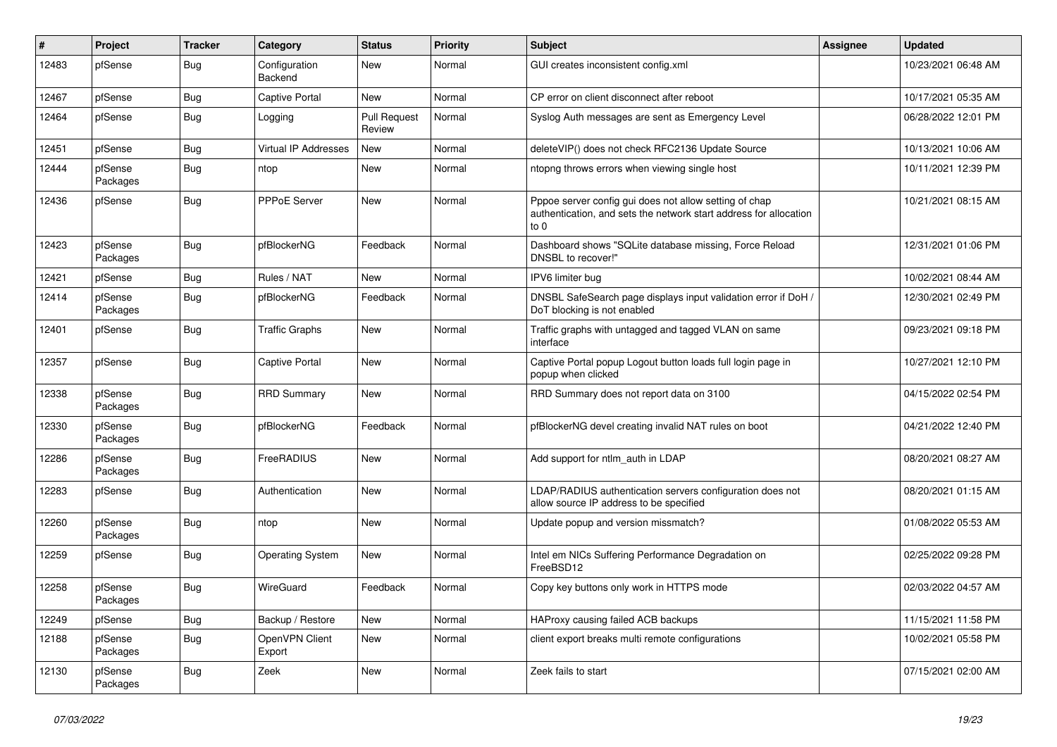| # | Project | Tracker | Category | Status | Priority | Subject | Assignee | Updated |
|---|---|---|---|---|---|---|---|---|
| 12483 | pfSense | Bug | Configuration Backend | New | Normal | GUI creates inconsistent config.xml | | 10/23/2021 06:48 AM |
| 12467 | pfSense | Bug | Captive Portal | New | Normal | CP error on client disconnect after reboot | | 10/17/2021 05:35 AM |
| 12464 | pfSense | Bug | Logging | Pull Request Review | Normal | Syslog Auth messages are sent as Emergency Level | | 06/28/2022 12:01 PM |
| 12451 | pfSense | Bug | Virtual IP Addresses | New | Normal | deleteVIP() does not check RFC2136 Update Source | | 10/13/2021 10:06 AM |
| 12444 | pfSense Packages | Bug | ntop | New | Normal | ntopng throws errors when viewing single host | | 10/11/2021 12:39 PM |
| 12436 | pfSense | Bug | PPPoE Server | New | Normal | Pppoe server config gui does not allow setting of chap authentication, and sets the network start address for allocation to 0 | | 10/21/2021 08:15 AM |
| 12423 | pfSense Packages | Bug | pfBlockerNG | Feedback | Normal | Dashboard shows "SQLite database missing, Force Reload DNSBL to recover!" | | 12/31/2021 01:06 PM |
| 12421 | pfSense | Bug | Rules / NAT | New | Normal | IPV6 limiter bug | | 10/02/2021 08:44 AM |
| 12414 | pfSense Packages | Bug | pfBlockerNG | Feedback | Normal | DNSBL SafeSearch page displays input validation error if DoH / DoT blocking is not enabled | | 12/30/2021 02:49 PM |
| 12401 | pfSense | Bug | Traffic Graphs | New | Normal | Traffic graphs with untagged and tagged VLAN on same interface | | 09/23/2021 09:18 PM |
| 12357 | pfSense | Bug | Captive Portal | New | Normal | Captive Portal popup Logout button loads full login page in popup when clicked | | 10/27/2021 12:10 PM |
| 12338 | pfSense Packages | Bug | RRD Summary | New | Normal | RRD Summary does not report data on 3100 | | 04/15/2022 02:54 PM |
| 12330 | pfSense Packages | Bug | pfBlockerNG | Feedback | Normal | pfBlockerNG devel creating invalid NAT rules on boot | | 04/21/2022 12:40 PM |
| 12286 | pfSense Packages | Bug | FreeRADIUS | New | Normal | Add support for ntlm_auth in LDAP | | 08/20/2021 08:27 AM |
| 12283 | pfSense | Bug | Authentication | New | Normal | LDAP/RADIUS authentication servers configuration does not allow source IP address to be specified | | 08/20/2021 01:15 AM |
| 12260 | pfSense Packages | Bug | ntop | New | Normal | Update popup and version missmatch? | | 01/08/2022 05:53 AM |
| 12259 | pfSense | Bug | Operating System | New | Normal | Intel em NICs Suffering Performance Degradation on FreeBSD12 | | 02/25/2022 09:28 PM |
| 12258 | pfSense Packages | Bug | WireGuard | Feedback | Normal | Copy key buttons only work in HTTPS mode | | 02/03/2022 04:57 AM |
| 12249 | pfSense | Bug | Backup / Restore | New | Normal | HAProxy causing failed ACB backups | | 11/15/2021 11:58 PM |
| 12188 | pfSense Packages | Bug | OpenVPN Client Export | New | Normal | client export breaks multi remote configurations | | 10/02/2021 05:58 PM |
| 12130 | pfSense Packages | Bug | Zeek | New | Normal | Zeek fails to start | | 07/15/2021 02:00 AM |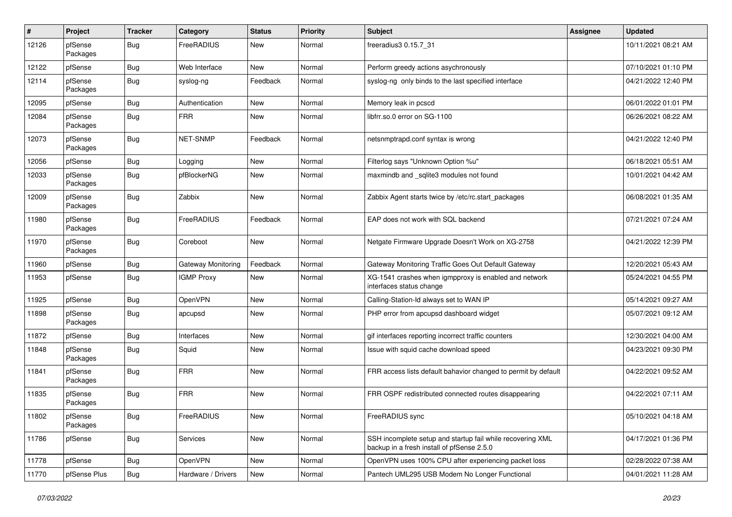| # | Project | Tracker | Category | Status | Priority | Subject | Assignee | Updated |
|---|---|---|---|---|---|---|---|---|
| 12126 | pfSense Packages | Bug | FreeRADIUS | New | Normal | freeradius3 0.15.7_31 | | 10/11/2021 08:21 AM |
| 12122 | pfSense | Bug | Web Interface | New | Normal | Perform greedy actions asychronously | | 07/10/2021 01:10 PM |
| 12114 | pfSense Packages | Bug | syslog-ng | Feedback | Normal | syslog-ng only binds to the last specified interface | | 04/21/2022 12:40 PM |
| 12095 | pfSense | Bug | Authentication | New | Normal | Memory leak in pcscd | | 06/01/2022 01:01 PM |
| 12084 | pfSense Packages | Bug | FRR | New | Normal | libfrr.so.0 error on SG-1100 | | 06/26/2021 08:22 AM |
| 12073 | pfSense Packages | Bug | NET-SNMP | Feedback | Normal | netsnmptrapd.conf syntax is wrong | | 04/21/2022 12:40 PM |
| 12056 | pfSense | Bug | Logging | New | Normal | Filterlog says "Unknown Option %u" | | 06/18/2021 05:51 AM |
| 12033 | pfSense Packages | Bug | pfBlockerNG | New | Normal | maxmindb and _sqlite3 modules not found | | 10/01/2021 04:42 AM |
| 12009 | pfSense Packages | Bug | Zabbix | New | Normal | Zabbix Agent starts twice by /etc/rc.start_packages | | 06/08/2021 01:35 AM |
| 11980 | pfSense Packages | Bug | FreeRADIUS | Feedback | Normal | EAP does not work with SQL backend | | 07/21/2021 07:24 AM |
| 11970 | pfSense Packages | Bug | Coreboot | New | Normal | Netgate Firmware Upgrade Doesn't Work on XG-2758 | | 04/21/2022 12:39 PM |
| 11960 | pfSense | Bug | Gateway Monitoring | Feedback | Normal | Gateway Monitoring Traffic Goes Out Default Gateway | | 12/20/2021 05:43 AM |
| 11953 | pfSense | Bug | IGMP Proxy | New | Normal | XG-1541 crashes when igmpproxy is enabled and network interfaces status change | | 05/24/2021 04:55 PM |
| 11925 | pfSense | Bug | OpenVPN | New | Normal | Calling-Station-Id always set to WAN IP | | 05/14/2021 09:27 AM |
| 11898 | pfSense Packages | Bug | apcupsd | New | Normal | PHP error from apcupsd dashboard widget | | 05/07/2021 09:12 AM |
| 11872 | pfSense | Bug | Interfaces | New | Normal | gif interfaces reporting incorrect traffic counters | | 12/30/2021 04:00 AM |
| 11848 | pfSense Packages | Bug | Squid | New | Normal | Issue with squid cache download speed | | 04/23/2021 09:30 PM |
| 11841 | pfSense Packages | Bug | FRR | New | Normal | FRR access lists default bahavior changed to permit by default | | 04/22/2021 09:52 AM |
| 11835 | pfSense Packages | Bug | FRR | New | Normal | FRR OSPF redistributed connected routes disappearing | | 04/22/2021 07:11 AM |
| 11802 | pfSense Packages | Bug | FreeRADIUS | New | Normal | FreeRADIUS sync | | 05/10/2021 04:18 AM |
| 11786 | pfSense | Bug | Services | New | Normal | SSH incomplete setup and startup fail while recovering XML backup in a fresh install of pfSense 2.5.0 | | 04/17/2021 01:36 PM |
| 11778 | pfSense | Bug | OpenVPN | New | Normal | OpenVPN uses 100% CPU after experiencing packet loss | | 02/28/2022 07:38 AM |
| 11770 | pfSense Plus | Bug | Hardware / Drivers | New | Normal | Pantech UML295 USB Modem No Longer Functional | | 04/01/2021 11:28 AM |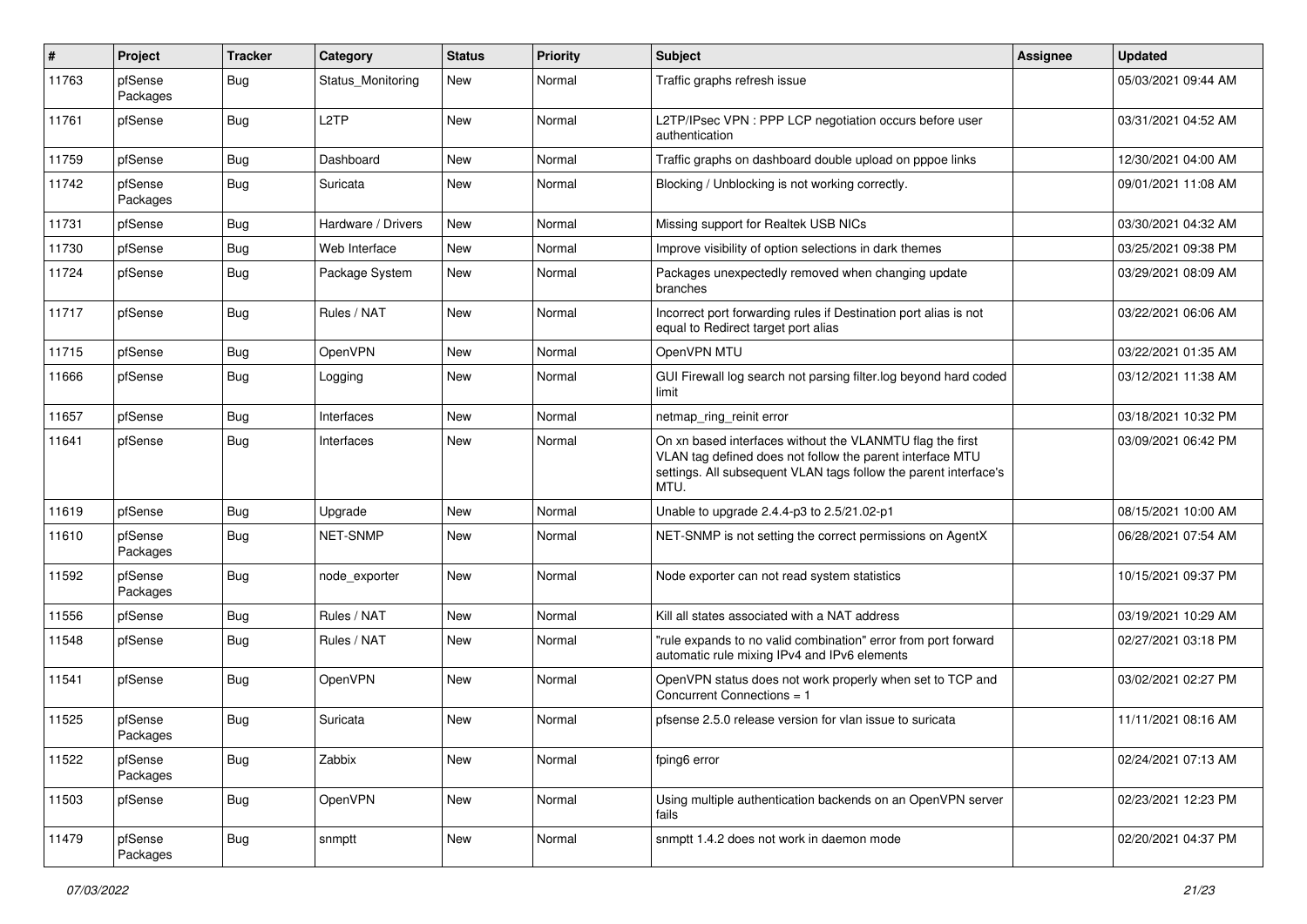| # | Project | Tracker | Category | Status | Priority | Subject | Assignee | Updated |
|---|---|---|---|---|---|---|---|---|
| 11763 | pfSense Packages | Bug | Status_Monitoring | New | Normal | Traffic graphs refresh issue | | 05/03/2021 09:44 AM |
| 11761 | pfSense | Bug | L2TP | New | Normal | L2TP/IPsec VPN : PPP LCP negotiation occurs before user authentication | | 03/31/2021 04:52 AM |
| 11759 | pfSense | Bug | Dashboard | New | Normal | Traffic graphs on dashboard double upload on pppoe links | | 12/30/2021 04:00 AM |
| 11742 | pfSense Packages | Bug | Suricata | New | Normal | Blocking / Unblocking is not working correctly. | | 09/01/2021 11:08 AM |
| 11731 | pfSense | Bug | Hardware / Drivers | New | Normal | Missing support for Realtek USB NICs | | 03/30/2021 04:32 AM |
| 11730 | pfSense | Bug | Web Interface | New | Normal | Improve visibility of option selections in dark themes | | 03/25/2021 09:38 PM |
| 11724 | pfSense | Bug | Package System | New | Normal | Packages unexpectedly removed when changing update branches | | 03/29/2021 08:09 AM |
| 11717 | pfSense | Bug | Rules / NAT | New | Normal | Incorrect port forwarding rules if Destination port alias is not equal to Redirect target port alias | | 03/22/2021 06:06 AM |
| 11715 | pfSense | Bug | OpenVPN | New | Normal | OpenVPN MTU | | 03/22/2021 01:35 AM |
| 11666 | pfSense | Bug | Logging | New | Normal | GUI Firewall log search not parsing filter.log beyond hard coded limit | | 03/12/2021 11:38 AM |
| 11657 | pfSense | Bug | Interfaces | New | Normal | netmap_ring_reinit error | | 03/18/2021 10:32 PM |
| 11641 | pfSense | Bug | Interfaces | New | Normal | On xn based interfaces without the VLANMTU flag the first VLAN tag defined does not follow the parent interface MTU settings. All subsequent VLAN tags follow the parent interface's MTU. | | 03/09/2021 06:42 PM |
| 11619 | pfSense | Bug | Upgrade | New | Normal | Unable to upgrade 2.4.4-p3 to 2.5/21.02-p1 | | 08/15/2021 10:00 AM |
| 11610 | pfSense Packages | Bug | NET-SNMP | New | Normal | NET-SNMP is not setting the correct permissions on AgentX | | 06/28/2021 07:54 AM |
| 11592 | pfSense Packages | Bug | node_exporter | New | Normal | Node exporter can not read system statistics | | 10/15/2021 09:37 PM |
| 11556 | pfSense | Bug | Rules / NAT | New | Normal | Kill all states associated with a NAT address | | 03/19/2021 10:29 AM |
| 11548 | pfSense | Bug | Rules / NAT | New | Normal | "rule expands to no valid combination" error from port forward automatic rule mixing IPv4 and IPv6 elements | | 02/27/2021 03:18 PM |
| 11541 | pfSense | Bug | OpenVPN | New | Normal | OpenVPN status does not work properly when set to TCP and Concurrent Connections = 1 | | 03/02/2021 02:27 PM |
| 11525 | pfSense Packages | Bug | Suricata | New | Normal | pfsense 2.5.0 release version for vlan issue to suricata | | 11/11/2021 08:16 AM |
| 11522 | pfSense Packages | Bug | Zabbix | New | Normal | fping6 error | | 02/24/2021 07:13 AM |
| 11503 | pfSense | Bug | OpenVPN | New | Normal | Using multiple authentication backends on an OpenVPN server fails | | 02/23/2021 12:23 PM |
| 11479 | pfSense Packages | Bug | snmptt | New | Normal | snmptt 1.4.2 does not work in daemon mode | | 02/20/2021 04:37 PM |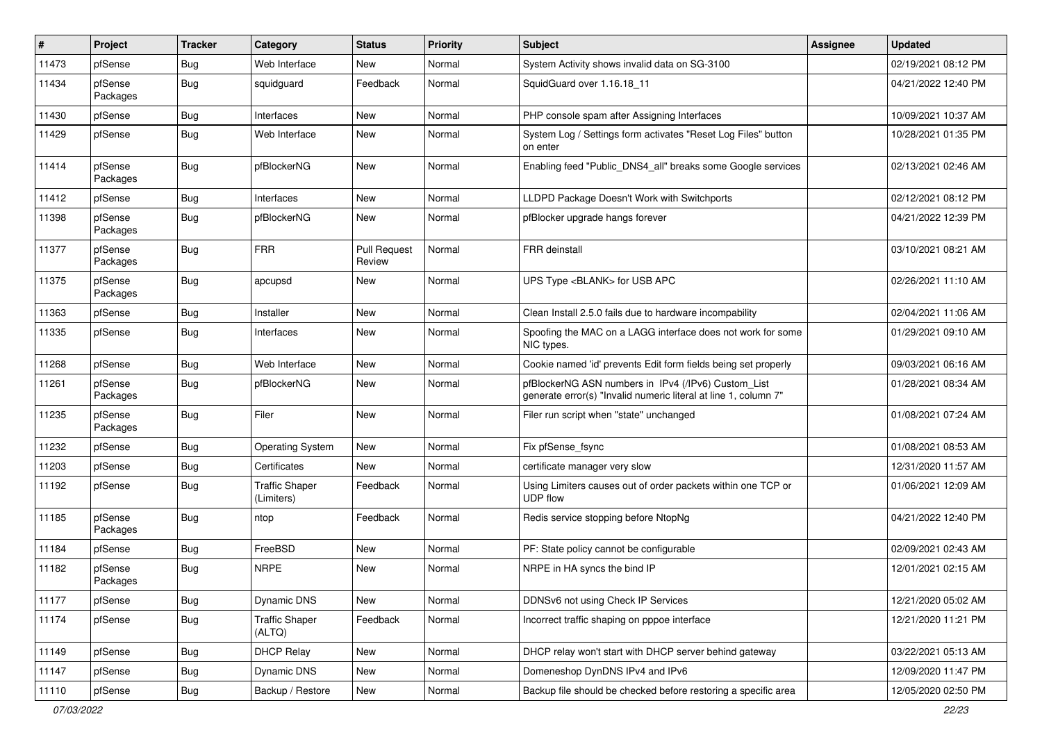| # | Project | Tracker | Category | Status | Priority | Subject | Assignee | Updated |
|---|---|---|---|---|---|---|---|---|
| 11473 | pfSense | Bug | Web Interface | New | Normal | System Activity shows invalid data on SG-3100 | | 02/19/2021 08:12 PM |
| 11434 | pfSense Packages | Bug | squidguard | Feedback | Normal | SquidGuard over 1.16.18_11 | | 04/21/2022 12:40 PM |
| 11430 | pfSense | Bug | Interfaces | New | Normal | PHP console spam after Assigning Interfaces | | 10/09/2021 10:37 AM |
| 11429 | pfSense | Bug | Web Interface | New | Normal | System Log / Settings form activates "Reset Log Files" button on enter | | 10/28/2021 01:35 PM |
| 11414 | pfSense Packages | Bug | pfBlockerNG | New | Normal | Enabling feed "Public_DNS4_all" breaks some Google services | | 02/13/2021 02:46 AM |
| 11412 | pfSense | Bug | Interfaces | New | Normal | LLDPD Package Doesn't Work with Switchports | | 02/12/2021 08:12 PM |
| 11398 | pfSense Packages | Bug | pfBlockerNG | New | Normal | pfBlocker upgrade hangs forever | | 04/21/2022 12:39 PM |
| 11377 | pfSense Packages | Bug | FRR | Pull Request Review | Normal | FRR deinstall | | 03/10/2021 08:21 AM |
| 11375 | pfSense Packages | Bug | apcupsd | New | Normal | UPS Type <BLANK> for USB APC | | 02/26/2021 11:10 AM |
| 11363 | pfSense | Bug | Installer | New | Normal | Clean Install 2.5.0 fails due to hardware incompability | | 02/04/2021 11:06 AM |
| 11335 | pfSense | Bug | Interfaces | New | Normal | Spoofing the MAC on a LAGG interface does not work for some NIC types. | | 01/29/2021 09:10 AM |
| 11268 | pfSense | Bug | Web Interface | New | Normal | Cookie named 'id' prevents Edit form fields being set properly | | 09/03/2021 06:16 AM |
| 11261 | pfSense Packages | Bug | pfBlockerNG | New | Normal | pfBlockerNG ASN numbers in IPv4 (/IPv6) Custom_List generate error(s) "Invalid numeric literal at line 1, column 7" | | 01/28/2021 08:34 AM |
| 11235 | pfSense Packages | Bug | Filer | New | Normal | Filer run script when "state" unchanged | | 01/08/2021 07:24 AM |
| 11232 | pfSense | Bug | Operating System | New | Normal | Fix pfSense_fsync | | 01/08/2021 08:53 AM |
| 11203 | pfSense | Bug | Certificates | New | Normal | certificate manager very slow | | 12/31/2020 11:57 AM |
| 11192 | pfSense | Bug | Traffic Shaper (Limiters) | Feedback | Normal | Using Limiters causes out of order packets within one TCP or UDP flow | | 01/06/2021 12:09 AM |
| 11185 | pfSense Packages | Bug | ntop | Feedback | Normal | Redis service stopping before NtopNg | | 04/21/2022 12:40 PM |
| 11184 | pfSense | Bug | FreeBSD | New | Normal | PF: State policy cannot be configurable | | 02/09/2021 02:43 AM |
| 11182 | pfSense Packages | Bug | NRPE | New | Normal | NRPE in HA syncs the bind IP | | 12/01/2021 02:15 AM |
| 11177 | pfSense | Bug | Dynamic DNS | New | Normal | DDNSv6 not using Check IP Services | | 12/21/2020 05:02 AM |
| 11174 | pfSense | Bug | Traffic Shaper (ALTQ) | Feedback | Normal | Incorrect traffic shaping on pppoe interface | | 12/21/2020 11:21 PM |
| 11149 | pfSense | Bug | DHCP Relay | New | Normal | DHCP relay won't start with DHCP server behind gateway | | 03/22/2021 05:13 AM |
| 11147 | pfSense | Bug | Dynamic DNS | New | Normal | Domeneshop DynDNS IPv4 and IPv6 | | 12/09/2020 11:47 PM |
| 11110 | pfSense | Bug | Backup / Restore | New | Normal | Backup file should be checked before restoring a specific area | | 12/05/2020 02:50 PM |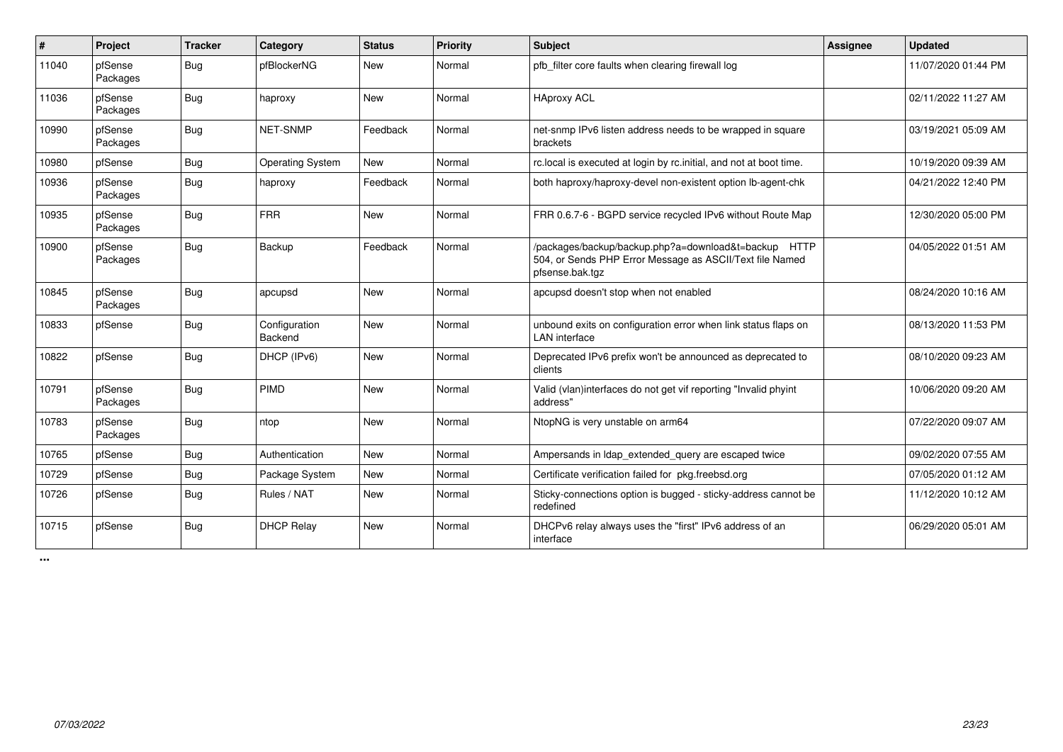| # | Project | Tracker | Category | Status | Priority | Subject | Assignee | Updated |
|---|---|---|---|---|---|---|---|---|
| 11040 | pfSense Packages | Bug | pfBlockerNG | New | Normal | pfb_filter core faults when clearing firewall log | | 11/07/2020 01:44 PM |
| 11036 | pfSense Packages | Bug | haproxy | New | Normal | HAproxy ACL | | 02/11/2022 11:27 AM |
| 10990 | pfSense Packages | Bug | NET-SNMP | Feedback | Normal | net-snmp IPv6 listen address needs to be wrapped in square brackets | | 03/19/2021 05:09 AM |
| 10980 | pfSense | Bug | Operating System | New | Normal | rc.local is executed at login by rc.initial, and not at boot time. | | 10/19/2020 09:39 AM |
| 10936 | pfSense Packages | Bug | haproxy | Feedback | Normal | both haproxy/haproxy-devel non-existent option lb-agent-chk | | 04/21/2022 12:40 PM |
| 10935 | pfSense Packages | Bug | FRR | New | Normal | FRR 0.6.7-6 - BGPD service recycled IPv6 without Route Map | | 12/30/2020 05:00 PM |
| 10900 | pfSense Packages | Bug | Backup | Feedback | Normal | /packages/backup/backup.php?a=download&t=backup HTTP 504, or Sends PHP Error Message as ASCII/Text file Named pfsense.bak.tgz | | 04/05/2022 01:51 AM |
| 10845 | pfSense Packages | Bug | apcupsd | New | Normal | apcupsd doesn't stop when not enabled | | 08/24/2020 10:16 AM |
| 10833 | pfSense | Bug | Configuration Backend | New | Normal | unbound exits on configuration error when link status flaps on LAN interface | | 08/13/2020 11:53 PM |
| 10822 | pfSense | Bug | DHCP (IPv6) | New | Normal | Deprecated IPv6 prefix won't be announced as deprecated to clients | | 08/10/2020 09:23 AM |
| 10791 | pfSense Packages | Bug | PIMD | New | Normal | Valid (vlan)interfaces do not get vif reporting "Invalid phyint address" | | 10/06/2020 09:20 AM |
| 10783 | pfSense Packages | Bug | ntop | New | Normal | NtopNG is very unstable on arm64 | | 07/22/2020 09:07 AM |
| 10765 | pfSense | Bug | Authentication | New | Normal | Ampersands in ldap_extended_query are escaped twice | | 09/02/2020 07:55 AM |
| 10729 | pfSense | Bug | Package System | New | Normal | Certificate verification failed for pkg.freebsd.org | | 07/05/2020 01:12 AM |
| 10726 | pfSense | Bug | Rules / NAT | New | Normal | Sticky-connections option is bugged - sticky-address cannot be redefined | | 11/12/2020 10:12 AM |
| 10715 | pfSense | Bug | DHCP Relay | New | Normal | DHCPv6 relay always uses the "first" IPv6 address of an interface | | 06/29/2020 05:01 AM |

...